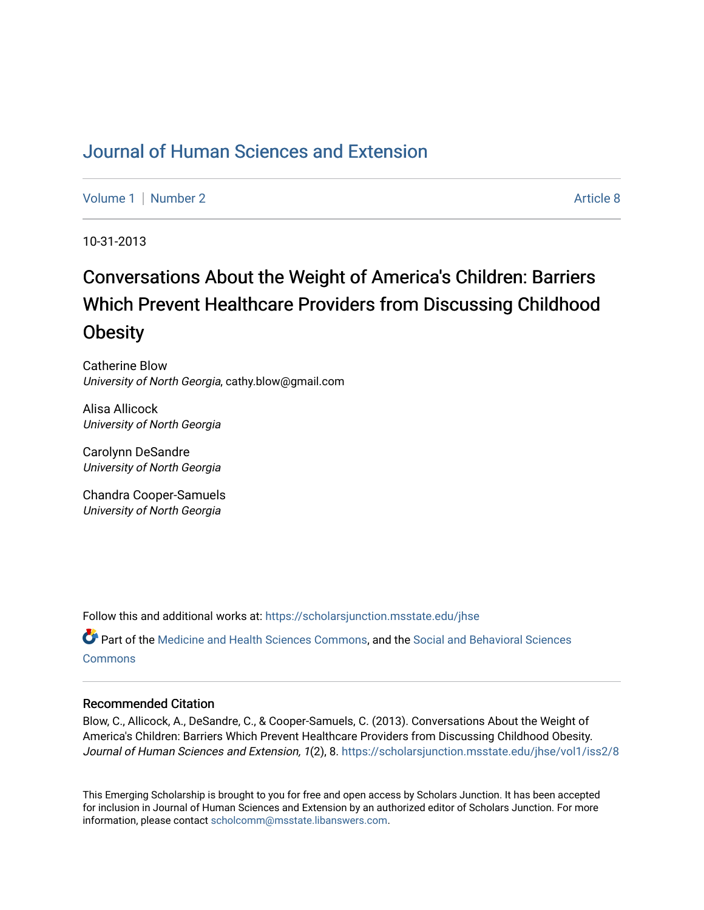# Journal of Human Sciences and Extension

Volume 1 | Number 2 | Article 8

10-31-2013

## Conversations About the Weight of America's Children: Barriers Which Prevent Healthcare Providers from Discussing Childhood Obesity

Catherine Blow
*University of North Georgia*, cathy.blow@gmail.com

Alisa Allicock
*University of North Georgia*

Carolynn DeSandre
*University of North Georgia*

Chandra Cooper-Samuels
*University of North Georgia*

Follow this and additional works at: https://scholarsjunction.msstate.edu/jhse

Part of the Medicine and Health Sciences Commons, and the Social and Behavioral Sciences Commons

### Recommended Citation

Blow, C., Allicock, A., DeSandre, C., & Cooper-Samuels, C. (2013). Conversations About the Weight of America's Children: Barriers Which Prevent Healthcare Providers from Discussing Childhood Obesity. *Journal of Human Sciences and Extension, 1*(2), 8. https://scholarsjunction.msstate.edu/jhse/vol1/iss2/8

This Emerging Scholarship is brought to you for free and open access by Scholars Junction. It has been accepted for inclusion in Journal of Human Sciences and Extension by an authorized editor of Scholars Junction. For more information, please contact scholcomm@msstate.libanswers.com.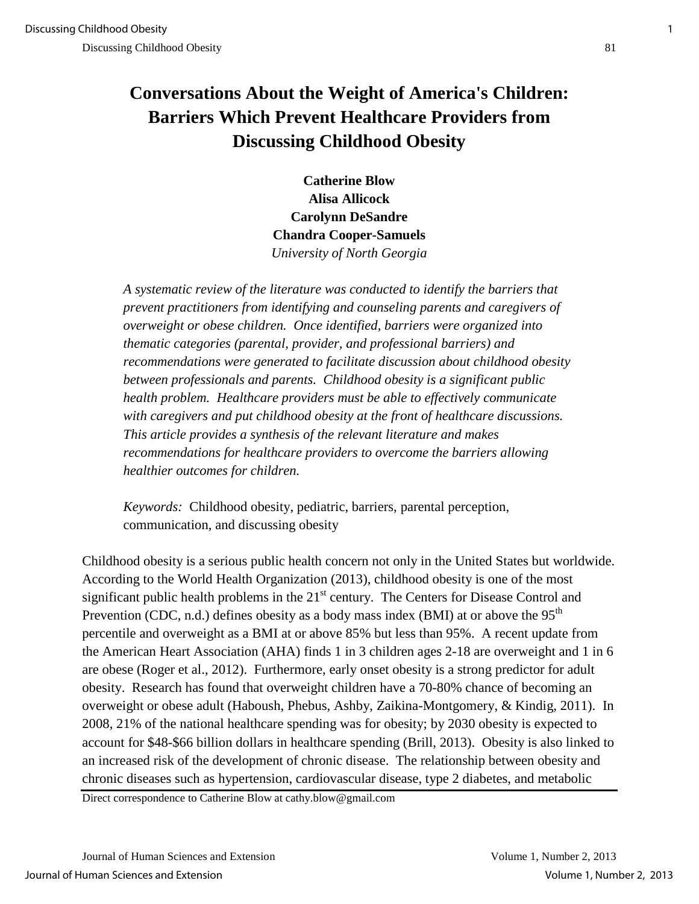# Conversations About the Weight of America's Children: Barriers Which Prevent Healthcare Providers from Discussing Childhood Obesity

**Catherine Blow**
**Alisa Allicock**
**Carolynn DeSandre**
**Chandra Cooper-Samuels**
*University of North Georgia*

*A systematic review of the literature was conducted to identify the barriers that prevent practitioners from identifying and counseling parents and caregivers of overweight or obese children. Once identified, barriers were organized into thematic categories (parental, provider, and professional barriers) and recommendations were generated to facilitate discussion about childhood obesity between professionals and parents. Childhood obesity is a significant public health problem. Healthcare providers must be able to effectively communicate with caregivers and put childhood obesity at the front of healthcare discussions. This article provides a synthesis of the relevant literature and makes recommendations for healthcare providers to overcome the barriers allowing healthier outcomes for children.*

*Keywords:* Childhood obesity, pediatric, barriers, parental perception, communication, and discussing obesity

Childhood obesity is a serious public health concern not only in the United States but worldwide. According to the World Health Organization (2013), childhood obesity is one of the most significant public health problems in the 21st century. The Centers for Disease Control and Prevention (CDC, n.d.) defines obesity as a body mass index (BMI) at or above the 95th percentile and overweight as a BMI at or above 85% but less than 95%. A recent update from the American Heart Association (AHA) finds 1 in 3 children ages 2-18 are overweight and 1 in 6 are obese (Roger et al., 2012). Furthermore, early onset obesity is a strong predictor for adult obesity. Research has found that overweight children have a 70-80% chance of becoming an overweight or obese adult (Haboush, Phebus, Ashby, Zaikina-Montgomery, & Kindig, 2011). In 2008, 21% of the national healthcare spending was for obesity; by 2030 obesity is expected to account for \$48-\$66 billion dollars in healthcare spending (Brill, 2013). Obesity is also linked to an increased risk of the development of chronic disease. The relationship between obesity and chronic diseases such as hypertension, cardiovascular disease, type 2 diabetes, and metabolic

Direct correspondence to Catherine Blow at cathy.blow@gmail.com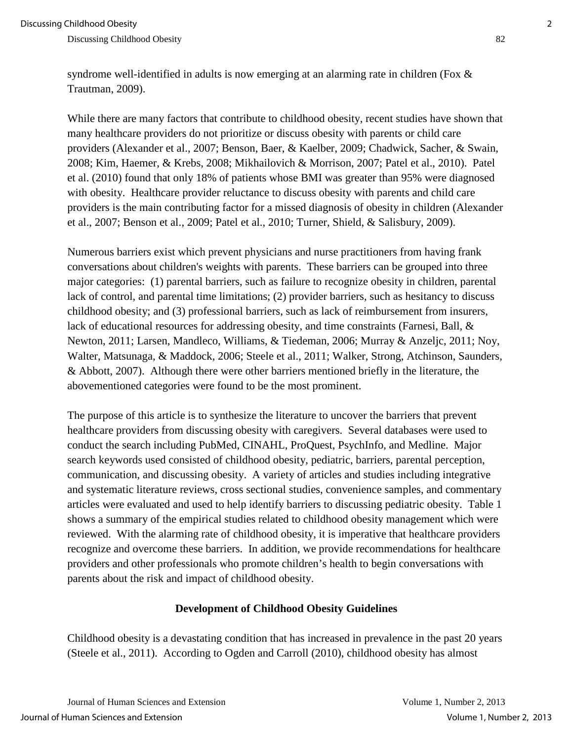syndrome well-identified in adults is now emerging at an alarming rate in children (Fox & Trautman, 2009).

While there are many factors that contribute to childhood obesity, recent studies have shown that many healthcare providers do not prioritize or discuss obesity with parents or child care providers (Alexander et al., 2007; Benson, Baer, & Kaelber, 2009; Chadwick, Sacher, & Swain, 2008; Kim, Haemer, & Krebs, 2008; Mikhailovich & Morrison, 2007; Patel et al., 2010). Patel et al. (2010) found that only 18% of patients whose BMI was greater than 95% were diagnosed with obesity. Healthcare provider reluctance to discuss obesity with parents and child care providers is the main contributing factor for a missed diagnosis of obesity in children (Alexander et al., 2007; Benson et al., 2009; Patel et al., 2010; Turner, Shield, & Salisbury, 2009).

Numerous barriers exist which prevent physicians and nurse practitioners from having frank conversations about children's weights with parents. These barriers can be grouped into three major categories: (1) parental barriers, such as failure to recognize obesity in children, parental lack of control, and parental time limitations; (2) provider barriers, such as hesitancy to discuss childhood obesity; and (3) professional barriers, such as lack of reimbursement from insurers, lack of educational resources for addressing obesity, and time constraints (Farnesi, Ball, & Newton, 2011; Larsen, Mandleco, Williams, & Tiedeman, 2006; Murray & Anzeljc, 2011; Noy, Walter, Matsunaga, & Maddock, 2006; Steele et al., 2011; Walker, Strong, Atchinson, Saunders, & Abbott, 2007). Although there were other barriers mentioned briefly in the literature, the abovementioned categories were found to be the most prominent.

The purpose of this article is to synthesize the literature to uncover the barriers that prevent healthcare providers from discussing obesity with caregivers. Several databases were used to conduct the search including PubMed, CINAHL, ProQuest, PsychInfo, and Medline. Major search keywords used consisted of childhood obesity, pediatric, barriers, parental perception, communication, and discussing obesity. A variety of articles and studies including integrative and systematic literature reviews, cross sectional studies, convenience samples, and commentary articles were evaluated and used to help identify barriers to discussing pediatric obesity. Table 1 shows a summary of the empirical studies related to childhood obesity management which were reviewed. With the alarming rate of childhood obesity, it is imperative that healthcare providers recognize and overcome these barriers. In addition, we provide recommendations for healthcare providers and other professionals who promote children's health to begin conversations with parents about the risk and impact of childhood obesity.

## Development of Childhood Obesity Guidelines

Childhood obesity is a devastating condition that has increased in prevalence in the past 20 years (Steele et al., 2011). According to Ogden and Carroll (2010), childhood obesity has almost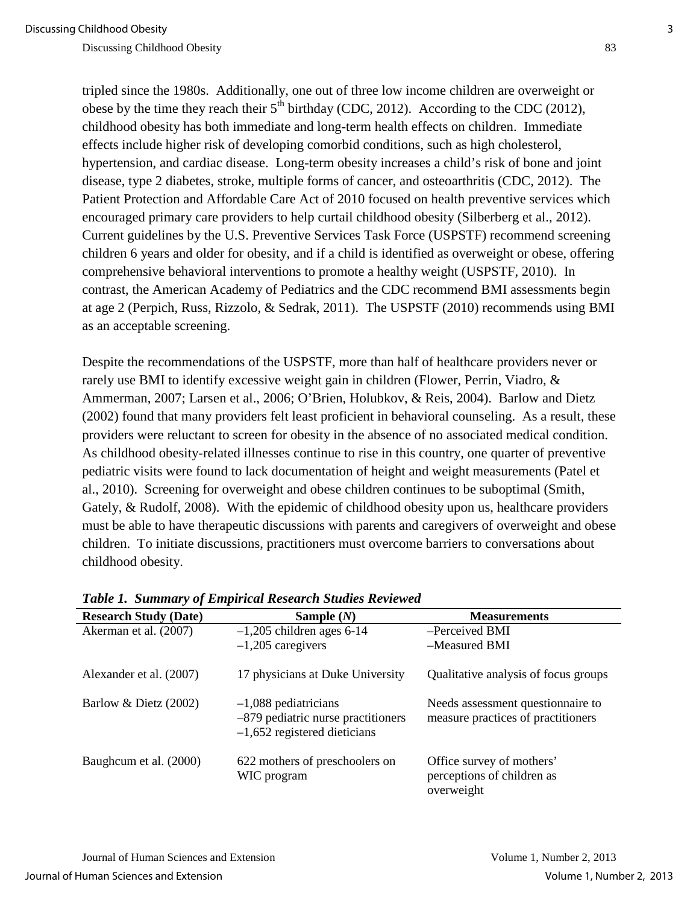tripled since the 1980s. Additionally, one out of three low income children are overweight or obese by the time they reach their 5th birthday (CDC, 2012). According to the CDC (2012), childhood obesity has both immediate and long-term health effects on children. Immediate effects include higher risk of developing comorbid conditions, such as high cholesterol, hypertension, and cardiac disease. Long-term obesity increases a child's risk of bone and joint disease, type 2 diabetes, stroke, multiple forms of cancer, and osteoarthritis (CDC, 2012). The Patient Protection and Affordable Care Act of 2010 focused on health preventive services which encouraged primary care providers to help curtail childhood obesity (Silberberg et al., 2012). Current guidelines by the U.S. Preventive Services Task Force (USPSTF) recommend screening children 6 years and older for obesity, and if a child is identified as overweight or obese, offering comprehensive behavioral interventions to promote a healthy weight (USPSTF, 2010). In contrast, the American Academy of Pediatrics and the CDC recommend BMI assessments begin at age 2 (Perpich, Russ, Rizzolo, & Sedrak, 2011). The USPSTF (2010) recommends using BMI as an acceptable screening.

Despite the recommendations of the USPSTF, more than half of healthcare providers never or rarely use BMI to identify excessive weight gain in children (Flower, Perrin, Viadro, & Ammerman, 2007; Larsen et al., 2006; O'Brien, Holubkov, & Reis, 2004). Barlow and Dietz (2002) found that many providers felt least proficient in behavioral counseling. As a result, these providers were reluctant to screen for obesity in the absence of no associated medical condition. As childhood obesity-related illnesses continue to rise in this country, one quarter of preventive pediatric visits were found to lack documentation of height and weight measurements (Patel et al., 2010). Screening for overweight and obese children continues to be suboptimal (Smith, Gately, & Rudolf, 2008). With the epidemic of childhood obesity upon us, healthcare providers must be able to have therapeutic discussions with parents and caregivers of overweight and obese children. To initiate discussions, practitioners must overcome barriers to conversations about childhood obesity.

***Table 1. Summary of Empirical Research Studies Reviewed***

| Research Study (Date) | Sample (*N*) | Measurements |
|---|---|---|
| Akerman et al. (2007) | –1,205 children ages 6-14<br>–1,205 caregivers | –Perceived BMI<br>–Measured BMI |
| Alexander et al. (2007) | 17 physicians at Duke University | Qualitative analysis of focus groups |
| Barlow & Dietz (2002) | –1,088 pediatricians<br>–879 pediatric nurse practitioners<br>–1,652 registered dieticians | Needs assessment questionnaire to measure practices of practitioners |
| Baughcum et al. (2000) | 622 mothers of preschoolers on WIC program | Office survey of mothers' perceptions of children as overweight |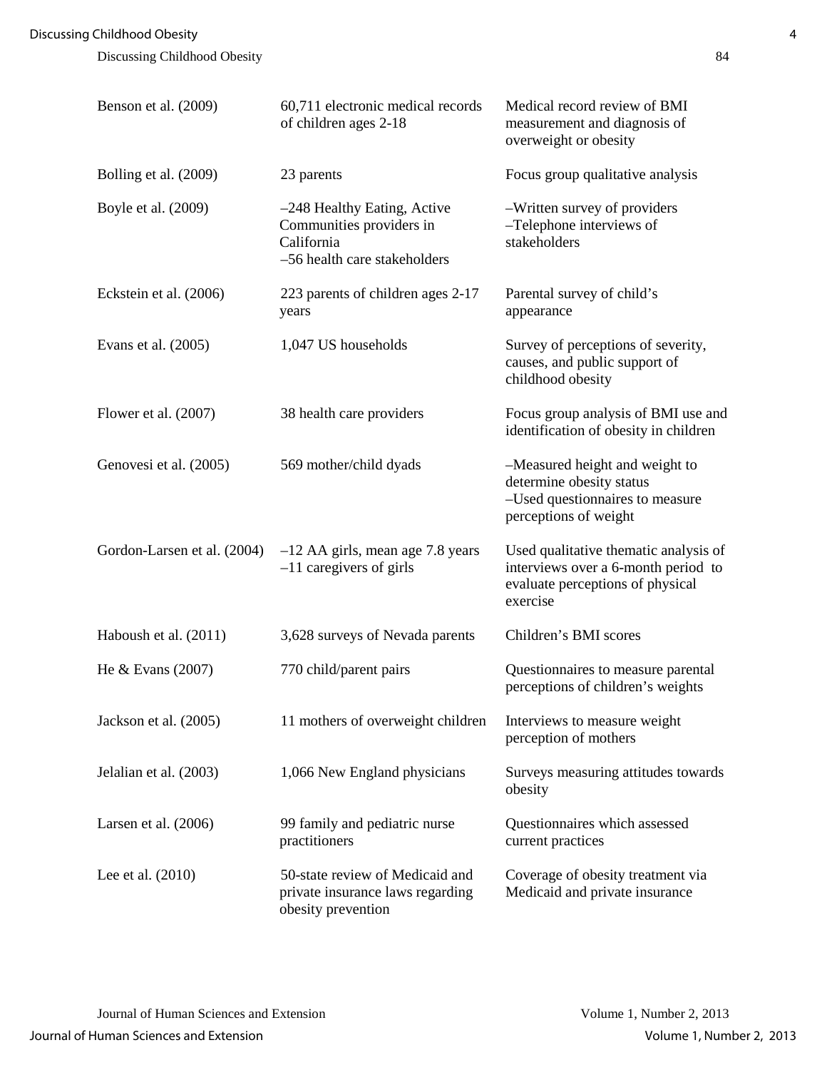| | | |
|---|---|---|
| Benson et al. (2009) | 60,711 electronic medical records of children ages 2-18 | Medical record review of BMI measurement and diagnosis of overweight or obesity |
| Bolling et al. (2009) | 23 parents | Focus group qualitative analysis |
| Boyle et al. (2009) | –248 Healthy Eating, Active Communities providers in California<br>–56 health care stakeholders | –Written survey of providers<br>–Telephone interviews of stakeholders |
| Eckstein et al. (2006) | 223 parents of children ages 2-17 years | Parental survey of child's appearance |
| Evans et al. (2005) | 1,047 US households | Survey of perceptions of severity, causes, and public support of childhood obesity |
| Flower et al. (2007) | 38 health care providers | Focus group analysis of BMI use and identification of obesity in children |
| Genovesi et al. (2005) | 569 mother/child dyads | –Measured height and weight to determine obesity status<br>–Used questionnaires to measure perceptions of weight |
| Gordon-Larsen et al. (2004) | –12 AA girls, mean age 7.8 years<br>–11 caregivers of girls | Used qualitative thematic analysis of interviews over a 6-month period to evaluate perceptions of physical exercise |
| Haboush et al. (2011) | 3,628 surveys of Nevada parents | Children's BMI scores |
| He & Evans (2007) | 770 child/parent pairs | Questionnaires to measure parental perceptions of children's weights |
| Jackson et al. (2005) | 11 mothers of overweight children | Interviews to measure weight perception of mothers |
| Jelalian et al. (2003) | 1,066 New England physicians | Surveys measuring attitudes towards obesity |
| Larsen et al. (2006) | 99 family and pediatric nurse practitioners | Questionnaires which assessed current practices |
| Lee et al. (2010) | 50-state review of Medicaid and private insurance laws regarding obesity prevention | Coverage of obesity treatment via Medicaid and private insurance |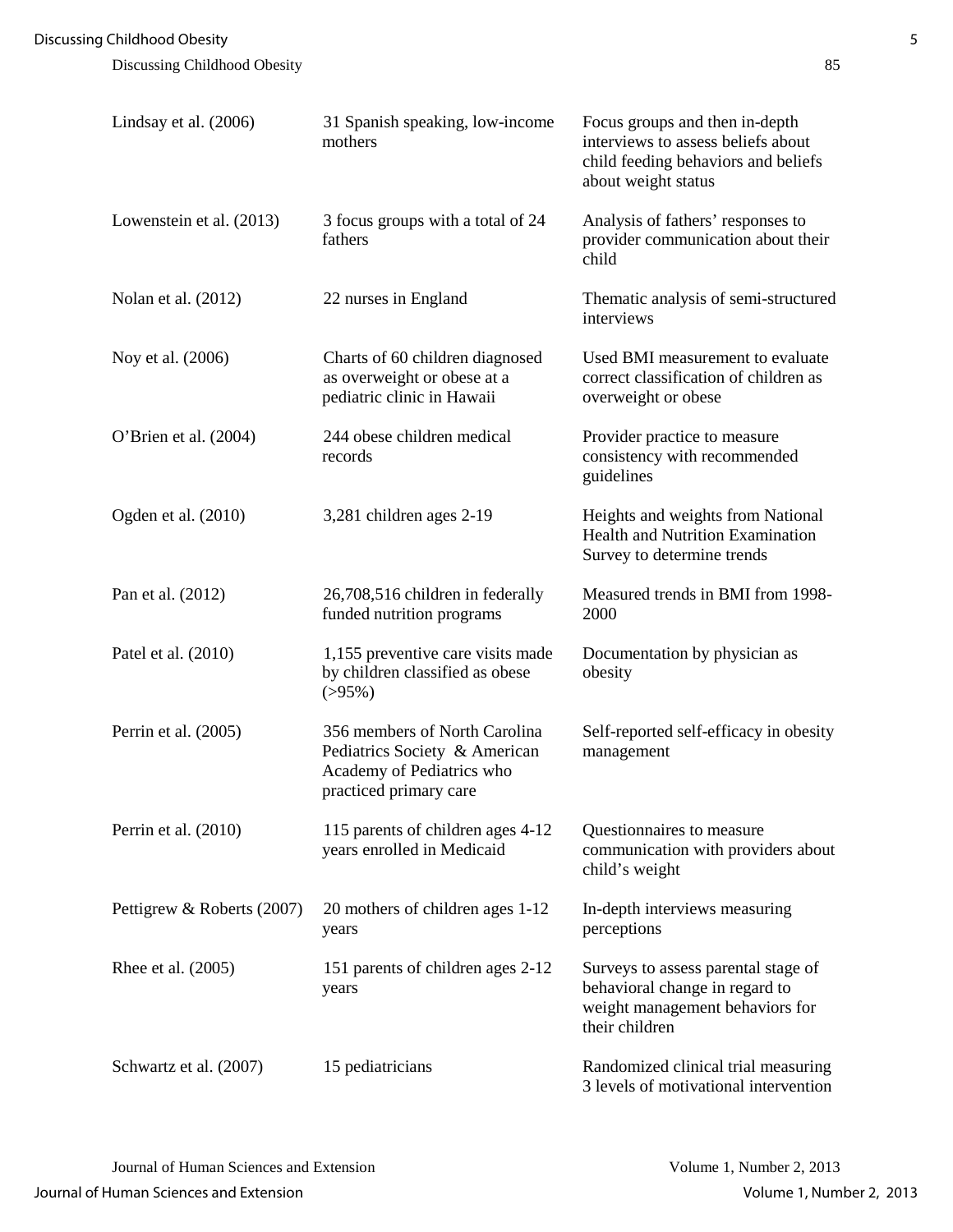| | | |
|---|---|---|
| Lindsay et al. (2006) | 31 Spanish speaking, low-income mothers | Focus groups and then in-depth interviews to assess beliefs about child feeding behaviors and beliefs about weight status |
| Lowenstein et al. (2013) | 3 focus groups with a total of 24 fathers | Analysis of fathers' responses to provider communication about their child |
| Nolan et al. (2012) | 22 nurses in England | Thematic analysis of semi-structured interviews |
| Noy et al. (2006) | Charts of 60 children diagnosed as overweight or obese at a pediatric clinic in Hawaii | Used BMI measurement to evaluate correct classification of children as overweight or obese |
| O'Brien et al. (2004) | 244 obese children medical records | Provider practice to measure consistency with recommended guidelines |
| Ogden et al. (2010) | 3,281 children ages 2-19 | Heights and weights from National Health and Nutrition Examination Survey to determine trends |
| Pan et al. (2012) | 26,708,516 children in federally funded nutrition programs | Measured trends in BMI from 1998-2000 |
| Patel et al. (2010) | 1,155 preventive care visits made by children classified as obese (>95%) | Documentation by physician as obesity |
| Perrin et al. (2005) | 356 members of North Carolina Pediatrics Society & American Academy of Pediatrics who practiced primary care | Self-reported self-efficacy in obesity management |
| Perrin et al. (2010) | 115 parents of children ages 4-12 years enrolled in Medicaid | Questionnaires to measure communication with providers about child's weight |
| Pettigrew & Roberts (2007) | 20 mothers of children ages 1-12 years | In-depth interviews measuring perceptions |
| Rhee et al. (2005) | 151 parents of children ages 2-12 years | Surveys to assess parental stage of behavioral change in regard to weight management behaviors for their children |
| Schwartz et al. (2007) | 15 pediatricians | Randomized clinical trial measuring 3 levels of motivational intervention |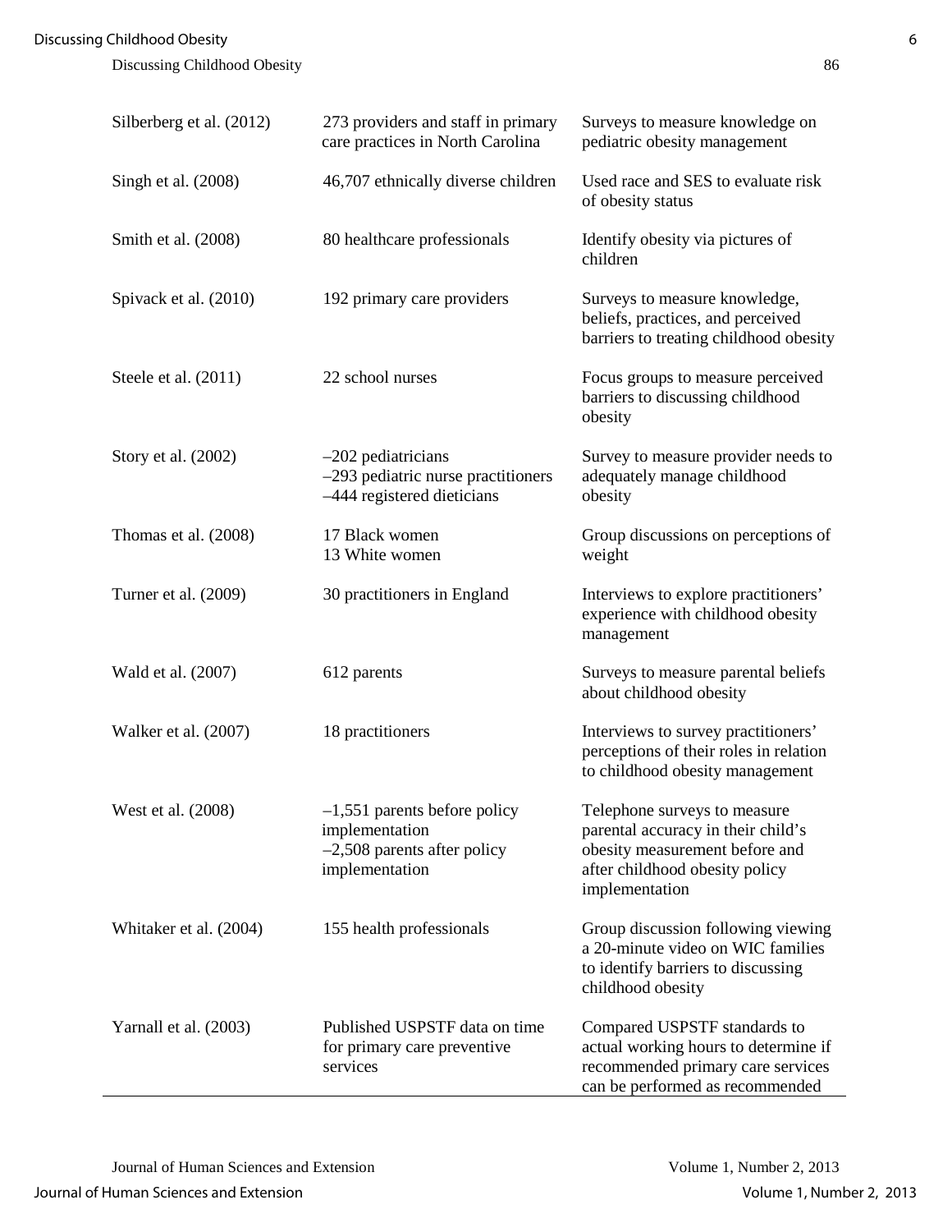| | | |
|---|---|---|
| Silberberg et al. (2012) | 273 providers and staff in primary care practices in North Carolina | Surveys to measure knowledge on pediatric obesity management |
| Singh et al. (2008) | 46,707 ethnically diverse children | Used race and SES to evaluate risk of obesity status |
| Smith et al. (2008) | 80 healthcare professionals | Identify obesity via pictures of children |
| Spivack et al. (2010) | 192 primary care providers | Surveys to measure knowledge, beliefs, practices, and perceived barriers to treating childhood obesity |
| Steele et al. (2011) | 22 school nurses | Focus groups to measure perceived barriers to discussing childhood obesity |
| Story et al. (2002) | –202 pediatricians<br>–293 pediatric nurse practitioners<br>–444 registered dieticians | Survey to measure provider needs to adequately manage childhood obesity |
| Thomas et al. (2008) | 17 Black women<br>13 White women | Group discussions on perceptions of weight |
| Turner et al. (2009) | 30 practitioners in England | Interviews to explore practitioners' experience with childhood obesity management |
| Wald et al. (2007) | 612 parents | Surveys to measure parental beliefs about childhood obesity |
| Walker et al. (2007) | 18 practitioners | Interviews to survey practitioners' perceptions of their roles in relation to childhood obesity management |
| West et al. (2008) | –1,551 parents before policy implementation<br>–2,508 parents after policy implementation | Telephone surveys to measure parental accuracy in their child's obesity measurement before and after childhood obesity policy implementation |
| Whitaker et al. (2004) | 155 health professionals | Group discussion following viewing a 20-minute video on WIC families to identify barriers to discussing childhood obesity |
| Yarnall et al. (2003) | Published USPSTF data on time for primary care preventive services | Compared USPSTF standards to actual working hours to determine if recommended primary care services can be performed as recommended |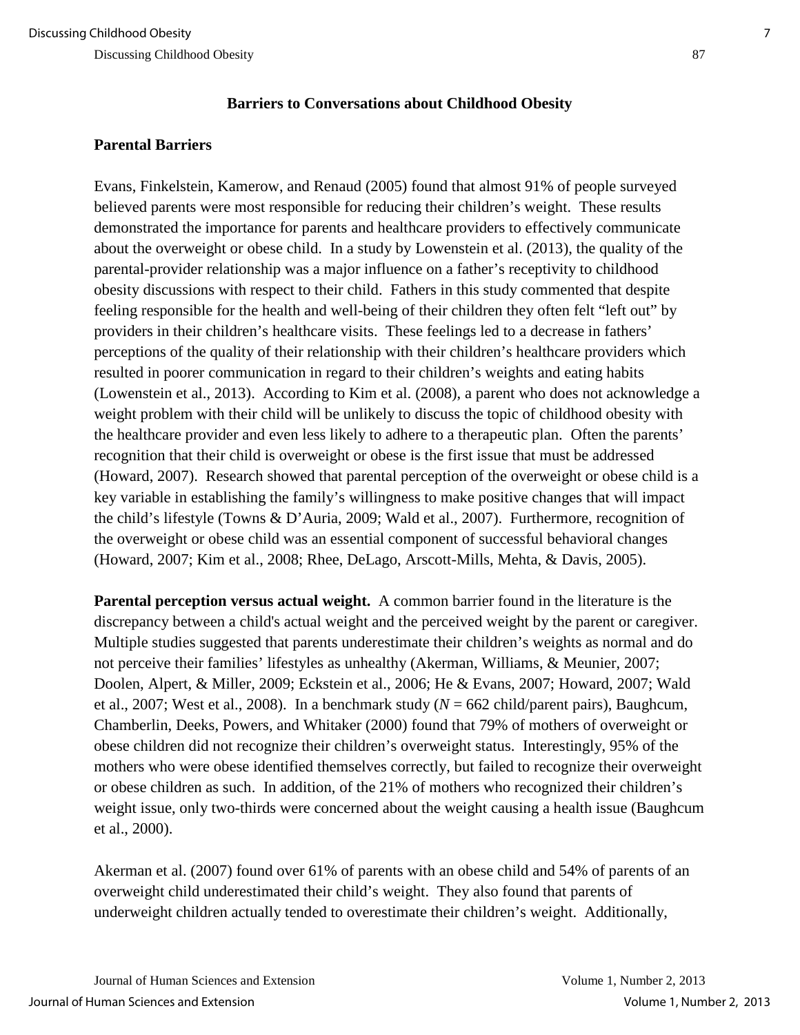## Barriers to Conversations about Childhood Obesity

### Parental Barriers

Evans, Finkelstein, Kamerow, and Renaud (2005) found that almost 91% of people surveyed believed parents were most responsible for reducing their children's weight. These results demonstrated the importance for parents and healthcare providers to effectively communicate about the overweight or obese child. In a study by Lowenstein et al. (2013), the quality of the parental-provider relationship was a major influence on a father's receptivity to childhood obesity discussions with respect to their child. Fathers in this study commented that despite feeling responsible for the health and well-being of their children they often felt "left out" by providers in their children's healthcare visits. These feelings led to a decrease in fathers' perceptions of the quality of their relationship with their children's healthcare providers which resulted in poorer communication in regard to their children's weights and eating habits (Lowenstein et al., 2013). According to Kim et al. (2008), a parent who does not acknowledge a weight problem with their child will be unlikely to discuss the topic of childhood obesity with the healthcare provider and even less likely to adhere to a therapeutic plan. Often the parents' recognition that their child is overweight or obese is the first issue that must be addressed (Howard, 2007). Research showed that parental perception of the overweight or obese child is a key variable in establishing the family's willingness to make positive changes that will impact the child's lifestyle (Towns & D'Auria, 2009; Wald et al., 2007). Furthermore, recognition of the overweight or obese child was an essential component of successful behavioral changes (Howard, 2007; Kim et al., 2008; Rhee, DeLago, Arscott-Mills, Mehta, & Davis, 2005).

**Parental perception versus actual weight.** A common barrier found in the literature is the discrepancy between a child's actual weight and the perceived weight by the parent or caregiver. Multiple studies suggested that parents underestimate their children's weights as normal and do not perceive their families' lifestyles as unhealthy (Akerman, Williams, & Meunier, 2007; Doolen, Alpert, & Miller, 2009; Eckstein et al., 2006; He & Evans, 2007; Howard, 2007; Wald et al., 2007; West et al., 2008). In a benchmark study ($N$ = 662 child/parent pairs), Baughcum, Chamberlin, Deeks, Powers, and Whitaker (2000) found that 79% of mothers of overweight or obese children did not recognize their children's overweight status. Interestingly, 95% of the mothers who were obese identified themselves correctly, but failed to recognize their overweight or obese children as such. In addition, of the 21% of mothers who recognized their children's weight issue, only two-thirds were concerned about the weight causing a health issue (Baughcum et al., 2000).

Akerman et al. (2007) found over 61% of parents with an obese child and 54% of parents of an overweight child underestimated their child's weight. They also found that parents of underweight children actually tended to overestimate their children's weight. Additionally,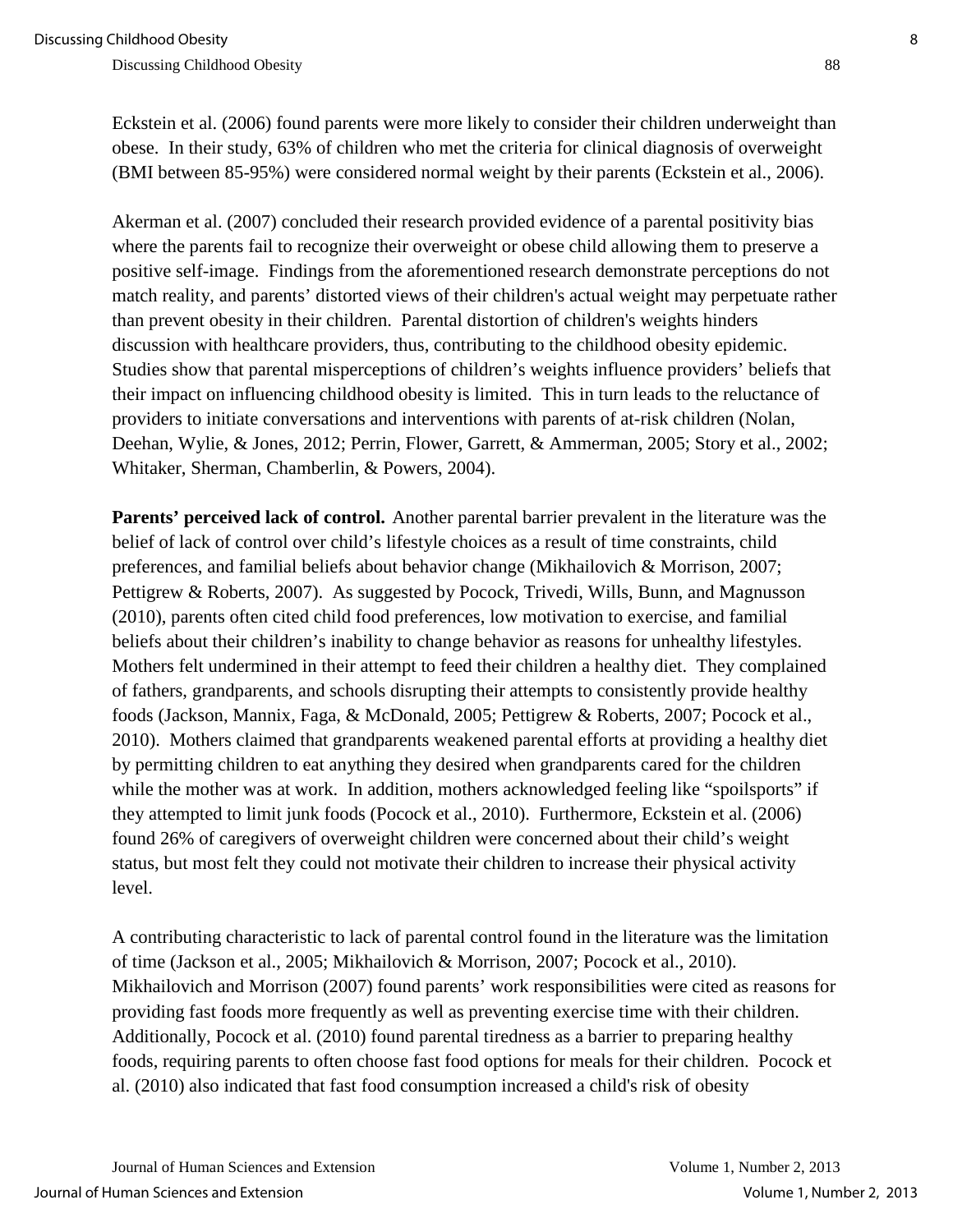Eckstein et al. (2006) found parents were more likely to consider their children underweight than obese. In their study, 63% of children who met the criteria for clinical diagnosis of overweight (BMI between 85-95%) were considered normal weight by their parents (Eckstein et al., 2006).

Akerman et al. (2007) concluded their research provided evidence of a parental positivity bias where the parents fail to recognize their overweight or obese child allowing them to preserve a positive self-image. Findings from the aforementioned research demonstrate perceptions do not match reality, and parents' distorted views of their children's actual weight may perpetuate rather than prevent obesity in their children. Parental distortion of children's weights hinders discussion with healthcare providers, thus, contributing to the childhood obesity epidemic. Studies show that parental misperceptions of children's weights influence providers' beliefs that their impact on influencing childhood obesity is limited. This in turn leads to the reluctance of providers to initiate conversations and interventions with parents of at-risk children (Nolan, Deehan, Wylie, & Jones, 2012; Perrin, Flower, Garrett, & Ammerman, 2005; Story et al., 2002; Whitaker, Sherman, Chamberlin, & Powers, 2004).

**Parents' perceived lack of control.** Another parental barrier prevalent in the literature was the belief of lack of control over child's lifestyle choices as a result of time constraints, child preferences, and familial beliefs about behavior change (Mikhailovich & Morrison, 2007; Pettigrew & Roberts, 2007). As suggested by Pocock, Trivedi, Wills, Bunn, and Magnusson (2010), parents often cited child food preferences, low motivation to exercise, and familial beliefs about their children's inability to change behavior as reasons for unhealthy lifestyles. Mothers felt undermined in their attempt to feed their children a healthy diet. They complained of fathers, grandparents, and schools disrupting their attempts to consistently provide healthy foods (Jackson, Mannix, Faga, & McDonald, 2005; Pettigrew & Roberts, 2007; Pocock et al., 2010). Mothers claimed that grandparents weakened parental efforts at providing a healthy diet by permitting children to eat anything they desired when grandparents cared for the children while the mother was at work. In addition, mothers acknowledged feeling like "spoilsports" if they attempted to limit junk foods (Pocock et al., 2010). Furthermore, Eckstein et al. (2006) found 26% of caregivers of overweight children were concerned about their child's weight status, but most felt they could not motivate their children to increase their physical activity level.

A contributing characteristic to lack of parental control found in the literature was the limitation of time (Jackson et al., 2005; Mikhailovich & Morrison, 2007; Pocock et al., 2010). Mikhailovich and Morrison (2007) found parents' work responsibilities were cited as reasons for providing fast foods more frequently as well as preventing exercise time with their children. Additionally, Pocock et al. (2010) found parental tiredness as a barrier to preparing healthy foods, requiring parents to often choose fast food options for meals for their children. Pocock et al. (2010) also indicated that fast food consumption increased a child's risk of obesity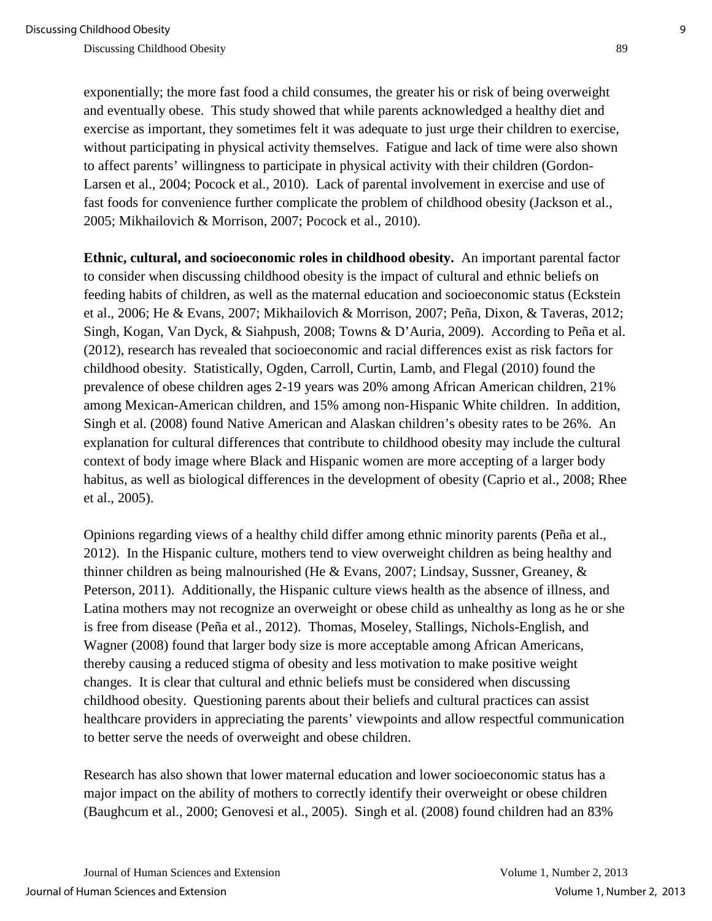exponentially; the more fast food a child consumes, the greater his or risk of being overweight and eventually obese. This study showed that while parents acknowledged a healthy diet and exercise as important, they sometimes felt it was adequate to just urge their children to exercise, without participating in physical activity themselves. Fatigue and lack of time were also shown to affect parents' willingness to participate in physical activity with their children (Gordon-Larsen et al., 2004; Pocock et al., 2010). Lack of parental involvement in exercise and use of fast foods for convenience further complicate the problem of childhood obesity (Jackson et al., 2005; Mikhailovich & Morrison, 2007; Pocock et al., 2010).

**Ethnic, cultural, and socioeconomic roles in childhood obesity.** An important parental factor to consider when discussing childhood obesity is the impact of cultural and ethnic beliefs on feeding habits of children, as well as the maternal education and socioeconomic status (Eckstein et al., 2006; He & Evans, 2007; Mikhailovich & Morrison, 2007; Peña, Dixon, & Taveras, 2012; Singh, Kogan, Van Dyck, & Siahpush, 2008; Towns & D'Auria, 2009). According to Peña et al. (2012), research has revealed that socioeconomic and racial differences exist as risk factors for childhood obesity. Statistically, Ogden, Carroll, Curtin, Lamb, and Flegal (2010) found the prevalence of obese children ages 2-19 years was 20% among African American children, 21% among Mexican-American children, and 15% among non-Hispanic White children. In addition, Singh et al. (2008) found Native American and Alaskan children's obesity rates to be 26%. An explanation for cultural differences that contribute to childhood obesity may include the cultural context of body image where Black and Hispanic women are more accepting of a larger body habitus, as well as biological differences in the development of obesity (Caprio et al., 2008; Rhee et al., 2005).

Opinions regarding views of a healthy child differ among ethnic minority parents (Peña et al., 2012). In the Hispanic culture, mothers tend to view overweight children as being healthy and thinner children as being malnourished (He & Evans, 2007; Lindsay, Sussner, Greaney, & Peterson, 2011). Additionally, the Hispanic culture views health as the absence of illness, and Latina mothers may not recognize an overweight or obese child as unhealthy as long as he or she is free from disease (Peña et al., 2012). Thomas, Moseley, Stallings, Nichols-English, and Wagner (2008) found that larger body size is more acceptable among African Americans, thereby causing a reduced stigma of obesity and less motivation to make positive weight changes. It is clear that cultural and ethnic beliefs must be considered when discussing childhood obesity. Questioning parents about their beliefs and cultural practices can assist healthcare providers in appreciating the parents' viewpoints and allow respectful communication to better serve the needs of overweight and obese children.

Research has also shown that lower maternal education and lower socioeconomic status has a major impact on the ability of mothers to correctly identify their overweight or obese children (Baughcum et al., 2000; Genovesi et al., 2005). Singh et al. (2008) found children had an 83%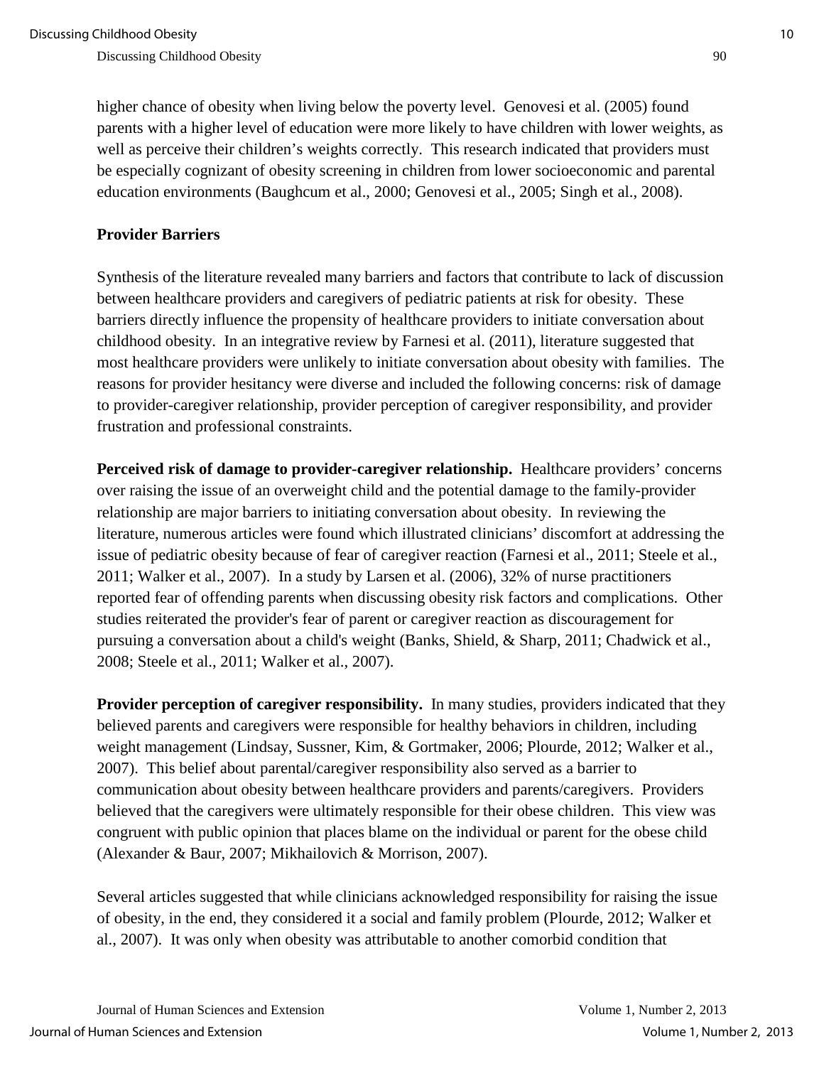higher chance of obesity when living below the poverty level. Genovesi et al. (2005) found parents with a higher level of education were more likely to have children with lower weights, as well as perceive their children's weights correctly. This research indicated that providers must be especially cognizant of obesity screening in children from lower socioeconomic and parental education environments (Baughcum et al., 2000; Genovesi et al., 2005; Singh et al., 2008).

## Provider Barriers

Synthesis of the literature revealed many barriers and factors that contribute to lack of discussion between healthcare providers and caregivers of pediatric patients at risk for obesity. These barriers directly influence the propensity of healthcare providers to initiate conversation about childhood obesity. In an integrative review by Farnesi et al. (2011), literature suggested that most healthcare providers were unlikely to initiate conversation about obesity with families. The reasons for provider hesitancy were diverse and included the following concerns: risk of damage to provider-caregiver relationship, provider perception of caregiver responsibility, and provider frustration and professional constraints.

**Perceived risk of damage to provider-caregiver relationship.** Healthcare providers' concerns over raising the issue of an overweight child and the potential damage to the family-provider relationship are major barriers to initiating conversation about obesity. In reviewing the literature, numerous articles were found which illustrated clinicians' discomfort at addressing the issue of pediatric obesity because of fear of caregiver reaction (Farnesi et al., 2011; Steele et al., 2011; Walker et al., 2007). In a study by Larsen et al. (2006), 32% of nurse practitioners reported fear of offending parents when discussing obesity risk factors and complications. Other studies reiterated the provider's fear of parent or caregiver reaction as discouragement for pursuing a conversation about a child's weight (Banks, Shield, & Sharp, 2011; Chadwick et al., 2008; Steele et al., 2011; Walker et al., 2007).

**Provider perception of caregiver responsibility.** In many studies, providers indicated that they believed parents and caregivers were responsible for healthy behaviors in children, including weight management (Lindsay, Sussner, Kim, & Gortmaker, 2006; Plourde, 2012; Walker et al., 2007). This belief about parental/caregiver responsibility also served as a barrier to communication about obesity between healthcare providers and parents/caregivers. Providers believed that the caregivers were ultimately responsible for their obese children. This view was congruent with public opinion that places blame on the individual or parent for the obese child (Alexander & Baur, 2007; Mikhailovich & Morrison, 2007).

Several articles suggested that while clinicians acknowledged responsibility for raising the issue of obesity, in the end, they considered it a social and family problem (Plourde, 2012; Walker et al., 2007). It was only when obesity was attributable to another comorbid condition that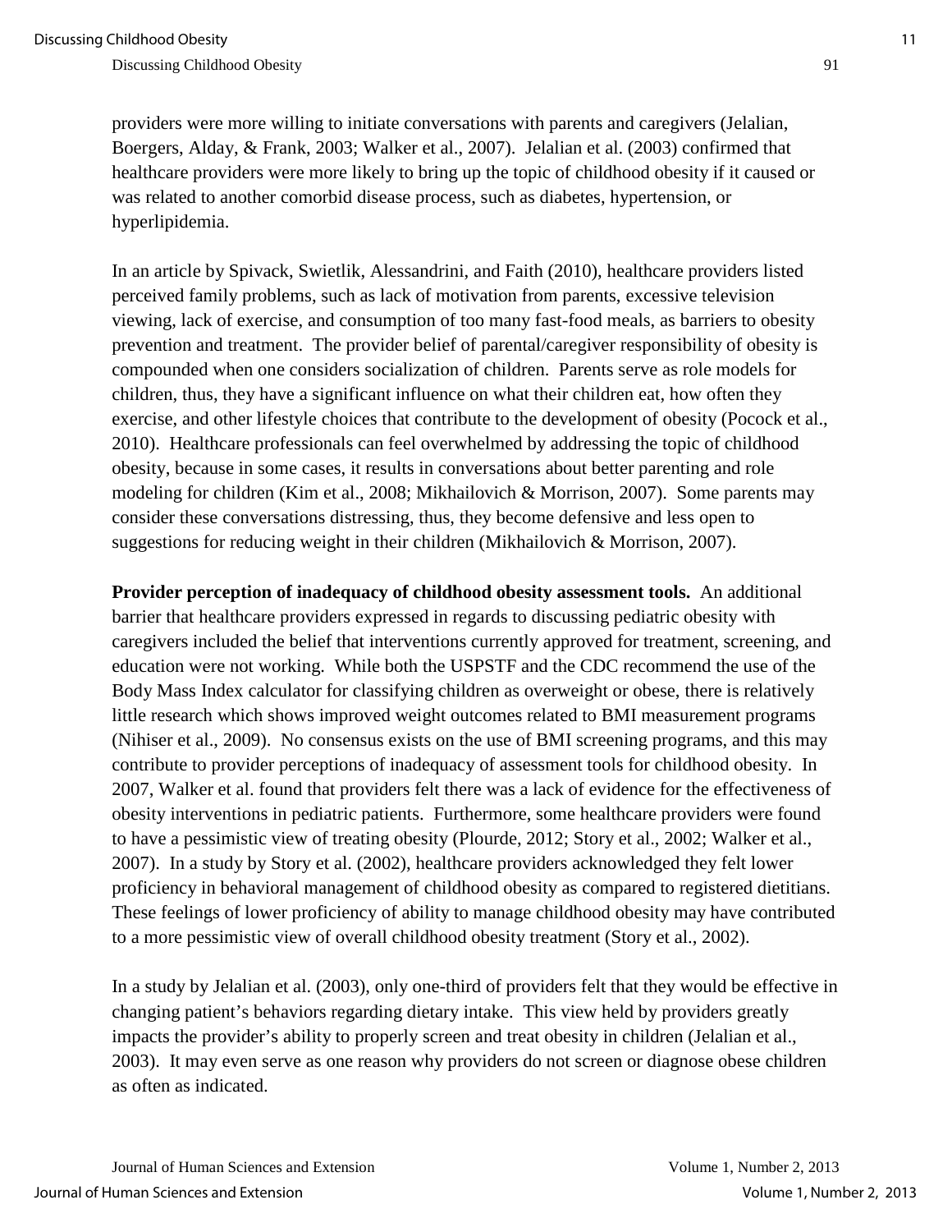providers were more willing to initiate conversations with parents and caregivers (Jelalian, Boergers, Alday, & Frank, 2003; Walker et al., 2007). Jelalian et al. (2003) confirmed that healthcare providers were more likely to bring up the topic of childhood obesity if it caused or was related to another comorbid disease process, such as diabetes, hypertension, or hyperlipidemia.

In an article by Spivack, Swietlik, Alessandrini, and Faith (2010), healthcare providers listed perceived family problems, such as lack of motivation from parents, excessive television viewing, lack of exercise, and consumption of too many fast-food meals, as barriers to obesity prevention and treatment. The provider belief of parental/caregiver responsibility of obesity is compounded when one considers socialization of children. Parents serve as role models for children, thus, they have a significant influence on what their children eat, how often they exercise, and other lifestyle choices that contribute to the development of obesity (Pocock et al., 2010). Healthcare professionals can feel overwhelmed by addressing the topic of childhood obesity, because in some cases, it results in conversations about better parenting and role modeling for children (Kim et al., 2008; Mikhailovich & Morrison, 2007). Some parents may consider these conversations distressing, thus, they become defensive and less open to suggestions for reducing weight in their children (Mikhailovich & Morrison, 2007).

**Provider perception of inadequacy of childhood obesity assessment tools.** An additional barrier that healthcare providers expressed in regards to discussing pediatric obesity with caregivers included the belief that interventions currently approved for treatment, screening, and education were not working. While both the USPSTF and the CDC recommend the use of the Body Mass Index calculator for classifying children as overweight or obese, there is relatively little research which shows improved weight outcomes related to BMI measurement programs (Nihiser et al., 2009). No consensus exists on the use of BMI screening programs, and this may contribute to provider perceptions of inadequacy of assessment tools for childhood obesity. In 2007, Walker et al. found that providers felt there was a lack of evidence for the effectiveness of obesity interventions in pediatric patients. Furthermore, some healthcare providers were found to have a pessimistic view of treating obesity (Plourde, 2012; Story et al., 2002; Walker et al., 2007). In a study by Story et al. (2002), healthcare providers acknowledged they felt lower proficiency in behavioral management of childhood obesity as compared to registered dietitians. These feelings of lower proficiency of ability to manage childhood obesity may have contributed to a more pessimistic view of overall childhood obesity treatment (Story et al., 2002).

In a study by Jelalian et al. (2003), only one-third of providers felt that they would be effective in changing patient's behaviors regarding dietary intake. This view held by providers greatly impacts the provider's ability to properly screen and treat obesity in children (Jelalian et al., 2003). It may even serve as one reason why providers do not screen or diagnose obese children as often as indicated.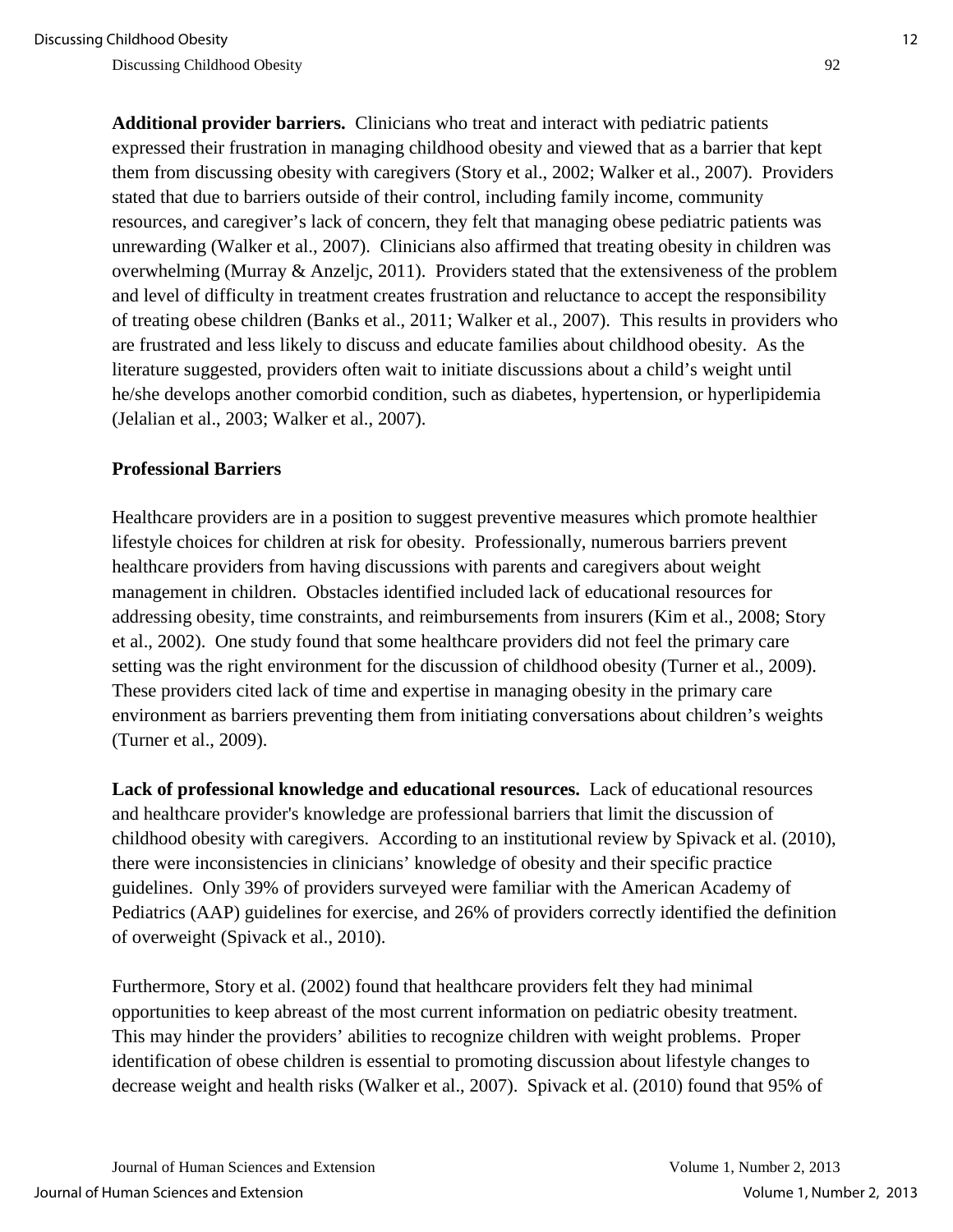**Additional provider barriers.** Clinicians who treat and interact with pediatric patients expressed their frustration in managing childhood obesity and viewed that as a barrier that kept them from discussing obesity with caregivers (Story et al., 2002; Walker et al., 2007). Providers stated that due to barriers outside of their control, including family income, community resources, and caregiver's lack of concern, they felt that managing obese pediatric patients was unrewarding (Walker et al., 2007). Clinicians also affirmed that treating obesity in children was overwhelming (Murray & Anzeljc, 2011). Providers stated that the extensiveness of the problem and level of difficulty in treatment creates frustration and reluctance to accept the responsibility of treating obese children (Banks et al., 2011; Walker et al., 2007). This results in providers who are frustrated and less likely to discuss and educate families about childhood obesity. As the literature suggested, providers often wait to initiate discussions about a child's weight until he/she develops another comorbid condition, such as diabetes, hypertension, or hyperlipidemia (Jelalian et al., 2003; Walker et al., 2007).

### Professional Barriers

Healthcare providers are in a position to suggest preventive measures which promote healthier lifestyle choices for children at risk for obesity. Professionally, numerous barriers prevent healthcare providers from having discussions with parents and caregivers about weight management in children. Obstacles identified included lack of educational resources for addressing obesity, time constraints, and reimbursements from insurers (Kim et al., 2008; Story et al., 2002). One study found that some healthcare providers did not feel the primary care setting was the right environment for the discussion of childhood obesity (Turner et al., 2009). These providers cited lack of time and expertise in managing obesity in the primary care environment as barriers preventing them from initiating conversations about children's weights (Turner et al., 2009).

**Lack of professional knowledge and educational resources.** Lack of educational resources and healthcare provider's knowledge are professional barriers that limit the discussion of childhood obesity with caregivers. According to an institutional review by Spivack et al. (2010), there were inconsistencies in clinicians' knowledge of obesity and their specific practice guidelines. Only 39% of providers surveyed were familiar with the American Academy of Pediatrics (AAP) guidelines for exercise, and 26% of providers correctly identified the definition of overweight (Spivack et al., 2010).

Furthermore, Story et al. (2002) found that healthcare providers felt they had minimal opportunities to keep abreast of the most current information on pediatric obesity treatment. This may hinder the providers' abilities to recognize children with weight problems. Proper identification of obese children is essential to promoting discussion about lifestyle changes to decrease weight and health risks (Walker et al., 2007). Spivack et al. (2010) found that 95% of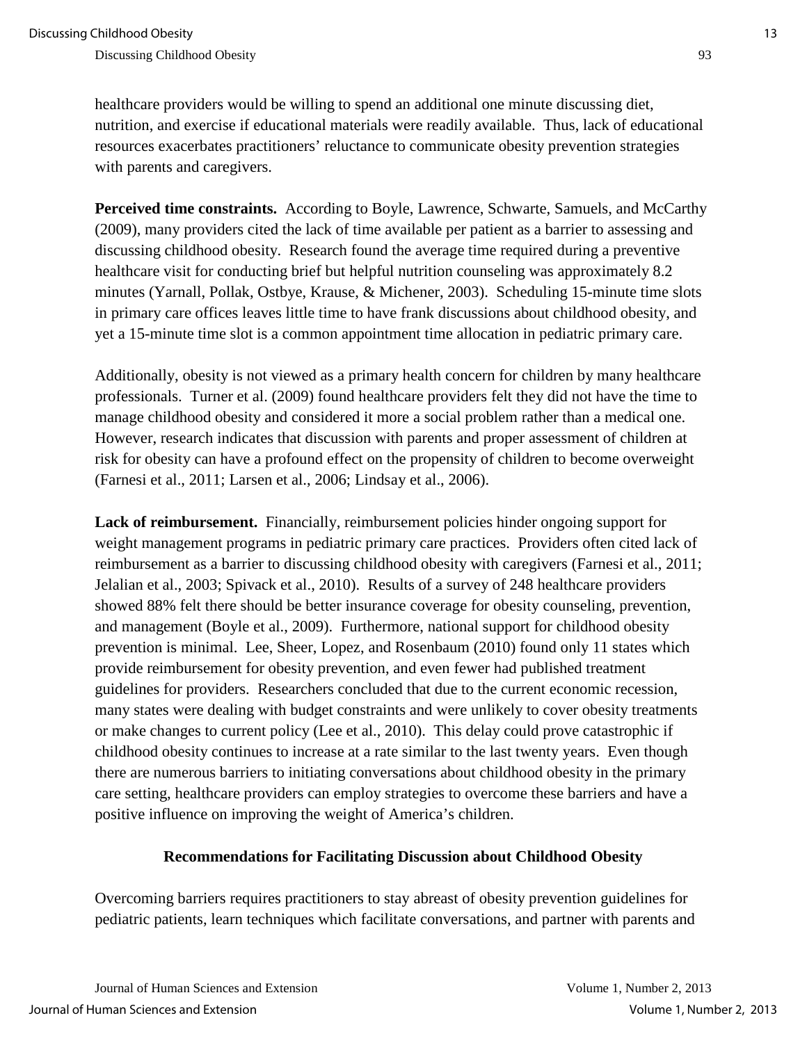healthcare providers would be willing to spend an additional one minute discussing diet, nutrition, and exercise if educational materials were readily available. Thus, lack of educational resources exacerbates practitioners' reluctance to communicate obesity prevention strategies with parents and caregivers.

**Perceived time constraints.** According to Boyle, Lawrence, Schwarte, Samuels, and McCarthy (2009), many providers cited the lack of time available per patient as a barrier to assessing and discussing childhood obesity. Research found the average time required during a preventive healthcare visit for conducting brief but helpful nutrition counseling was approximately 8.2 minutes (Yarnall, Pollak, Ostbye, Krause, & Michener, 2003). Scheduling 15-minute time slots in primary care offices leaves little time to have frank discussions about childhood obesity, and yet a 15-minute time slot is a common appointment time allocation in pediatric primary care.

Additionally, obesity is not viewed as a primary health concern for children by many healthcare professionals. Turner et al. (2009) found healthcare providers felt they did not have the time to manage childhood obesity and considered it more a social problem rather than a medical one. However, research indicates that discussion with parents and proper assessment of children at risk for obesity can have a profound effect on the propensity of children to become overweight (Farnesi et al., 2011; Larsen et al., 2006; Lindsay et al., 2006).

**Lack of reimbursement.** Financially, reimbursement policies hinder ongoing support for weight management programs in pediatric primary care practices. Providers often cited lack of reimbursement as a barrier to discussing childhood obesity with caregivers (Farnesi et al., 2011; Jelalian et al., 2003; Spivack et al., 2010). Results of a survey of 248 healthcare providers showed 88% felt there should be better insurance coverage for obesity counseling, prevention, and management (Boyle et al., 2009). Furthermore, national support for childhood obesity prevention is minimal. Lee, Sheer, Lopez, and Rosenbaum (2010) found only 11 states which provide reimbursement for obesity prevention, and even fewer had published treatment guidelines for providers. Researchers concluded that due to the current economic recession, many states were dealing with budget constraints and were unlikely to cover obesity treatments or make changes to current policy (Lee et al., 2010). This delay could prove catastrophic if childhood obesity continues to increase at a rate similar to the last twenty years. Even though there are numerous barriers to initiating conversations about childhood obesity in the primary care setting, healthcare providers can employ strategies to overcome these barriers and have a positive influence on improving the weight of America's children.

## Recommendations for Facilitating Discussion about Childhood Obesity

Overcoming barriers requires practitioners to stay abreast of obesity prevention guidelines for pediatric patients, learn techniques which facilitate conversations, and partner with parents and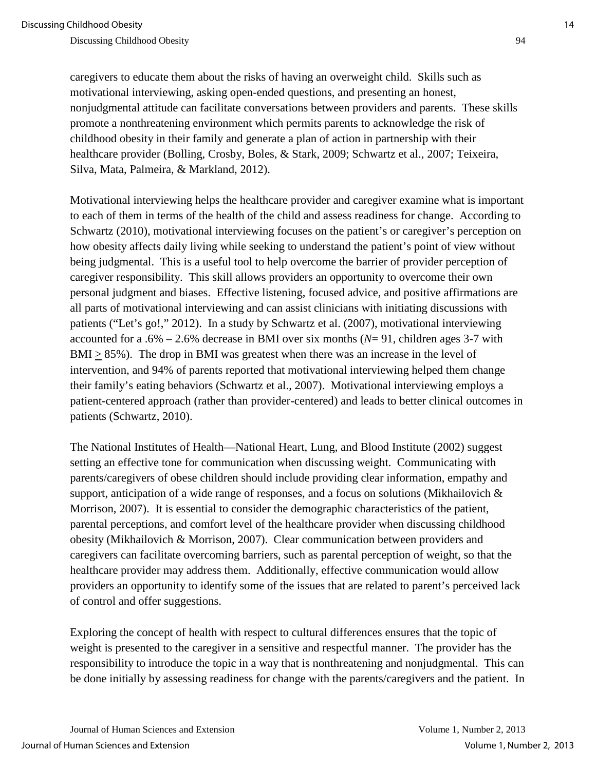caregivers to educate them about the risks of having an overweight child. Skills such as motivational interviewing, asking open-ended questions, and presenting an honest, nonjudgmental attitude can facilitate conversations between providers and parents. These skills promote a nonthreatening environment which permits parents to acknowledge the risk of childhood obesity in their family and generate a plan of action in partnership with their healthcare provider (Bolling, Crosby, Boles, & Stark, 2009; Schwartz et al., 2007; Teixeira, Silva, Mata, Palmeira, & Markland, 2012).

Motivational interviewing helps the healthcare provider and caregiver examine what is important to each of them in terms of the health of the child and assess readiness for change. According to Schwartz (2010), motivational interviewing focuses on the patient's or caregiver's perception on how obesity affects daily living while seeking to understand the patient's point of view without being judgmental. This is a useful tool to help overcome the barrier of provider perception of caregiver responsibility. This skill allows providers an opportunity to overcome their own personal judgment and biases. Effective listening, focused advice, and positive affirmations are all parts of motivational interviewing and can assist clinicians with initiating discussions with patients ("Let's go!," 2012). In a study by Schwartz et al. (2007), motivational interviewing accounted for a .6% – 2.6% decrease in BMI over six months ($N$= 91, children ages 3-7 with BMI $\geq$ 85%). The drop in BMI was greatest when there was an increase in the level of intervention, and 94% of parents reported that motivational interviewing helped them change their family's eating behaviors (Schwartz et al., 2007). Motivational interviewing employs a patient-centered approach (rather than provider-centered) and leads to better clinical outcomes in patients (Schwartz, 2010).

The National Institutes of Health—National Heart, Lung, and Blood Institute (2002) suggest setting an effective tone for communication when discussing weight. Communicating with parents/caregivers of obese children should include providing clear information, empathy and support, anticipation of a wide range of responses, and a focus on solutions (Mikhailovich & Morrison, 2007). It is essential to consider the demographic characteristics of the patient, parental perceptions, and comfort level of the healthcare provider when discussing childhood obesity (Mikhailovich & Morrison, 2007). Clear communication between providers and caregivers can facilitate overcoming barriers, such as parental perception of weight, so that the healthcare provider may address them. Additionally, effective communication would allow providers an opportunity to identify some of the issues that are related to parent's perceived lack of control and offer suggestions.

Exploring the concept of health with respect to cultural differences ensures that the topic of weight is presented to the caregiver in a sensitive and respectful manner. The provider has the responsibility to introduce the topic in a way that is nonthreatening and nonjudgmental. This can be done initially by assessing readiness for change with the parents/caregivers and the patient. In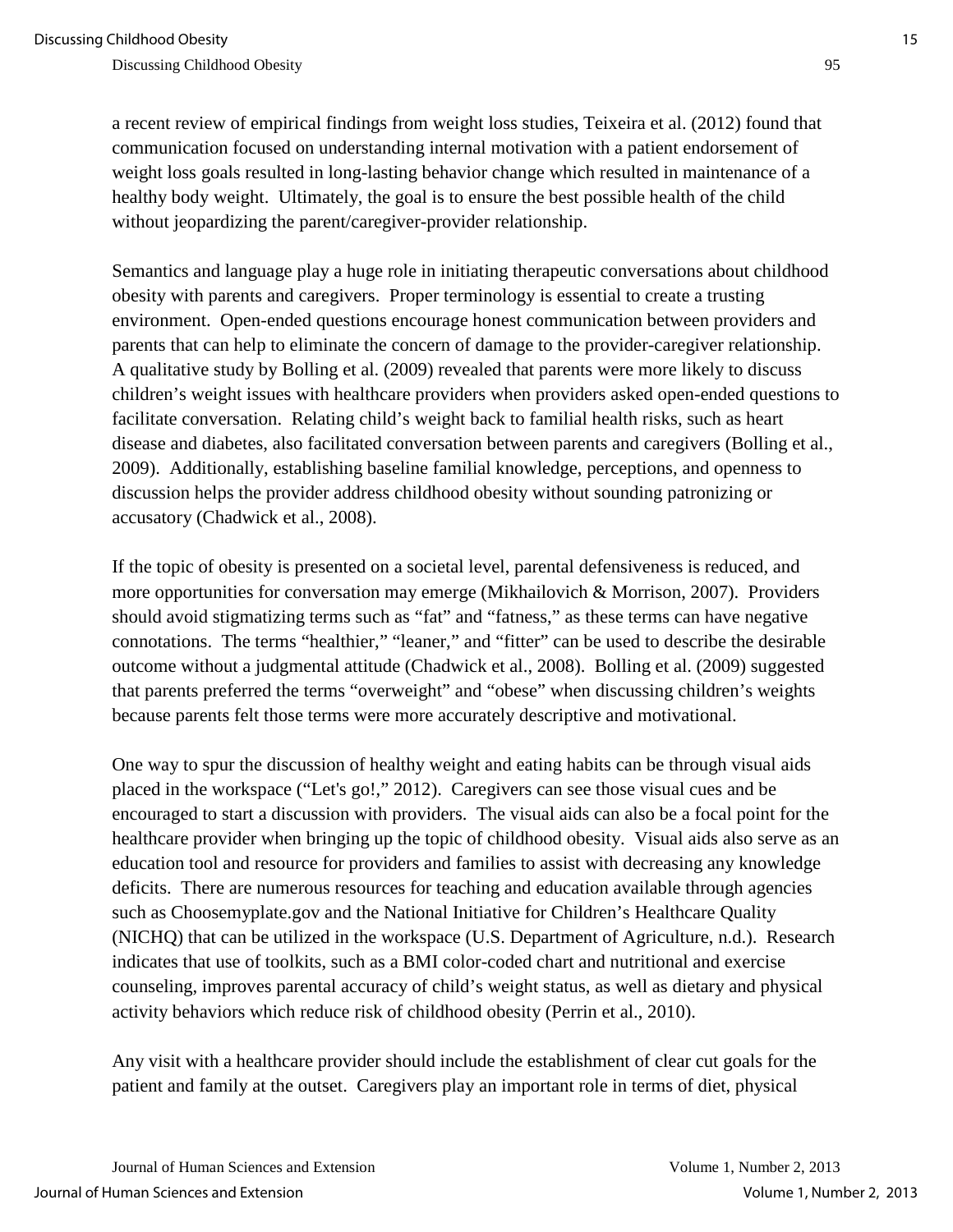a recent review of empirical findings from weight loss studies, Teixeira et al. (2012) found that communication focused on understanding internal motivation with a patient endorsement of weight loss goals resulted in long-lasting behavior change which resulted in maintenance of a healthy body weight. Ultimately, the goal is to ensure the best possible health of the child without jeopardizing the parent/caregiver-provider relationship.

Semantics and language play a huge role in initiating therapeutic conversations about childhood obesity with parents and caregivers. Proper terminology is essential to create a trusting environment. Open-ended questions encourage honest communication between providers and parents that can help to eliminate the concern of damage to the provider-caregiver relationship. A qualitative study by Bolling et al. (2009) revealed that parents were more likely to discuss children's weight issues with healthcare providers when providers asked open-ended questions to facilitate conversation. Relating child's weight back to familial health risks, such as heart disease and diabetes, also facilitated conversation between parents and caregivers (Bolling et al., 2009). Additionally, establishing baseline familial knowledge, perceptions, and openness to discussion helps the provider address childhood obesity without sounding patronizing or accusatory (Chadwick et al., 2008).

If the topic of obesity is presented on a societal level, parental defensiveness is reduced, and more opportunities for conversation may emerge (Mikhailovich & Morrison, 2007). Providers should avoid stigmatizing terms such as "fat" and "fatness," as these terms can have negative connotations. The terms "healthier," "leaner," and "fitter" can be used to describe the desirable outcome without a judgmental attitude (Chadwick et al., 2008). Bolling et al. (2009) suggested that parents preferred the terms "overweight" and "obese" when discussing children's weights because parents felt those terms were more accurately descriptive and motivational.

One way to spur the discussion of healthy weight and eating habits can be through visual aids placed in the workspace ("Let's go!," 2012). Caregivers can see those visual cues and be encouraged to start a discussion with providers. The visual aids can also be a focal point for the healthcare provider when bringing up the topic of childhood obesity. Visual aids also serve as an education tool and resource for providers and families to assist with decreasing any knowledge deficits. There are numerous resources for teaching and education available through agencies such as Choosemyplate.gov and the National Initiative for Children's Healthcare Quality (NICHQ) that can be utilized in the workspace (U.S. Department of Agriculture, n.d.). Research indicates that use of toolkits, such as a BMI color-coded chart and nutritional and exercise counseling, improves parental accuracy of child's weight status, as well as dietary and physical activity behaviors which reduce risk of childhood obesity (Perrin et al., 2010).

Any visit with a healthcare provider should include the establishment of clear cut goals for the patient and family at the outset. Caregivers play an important role in terms of diet, physical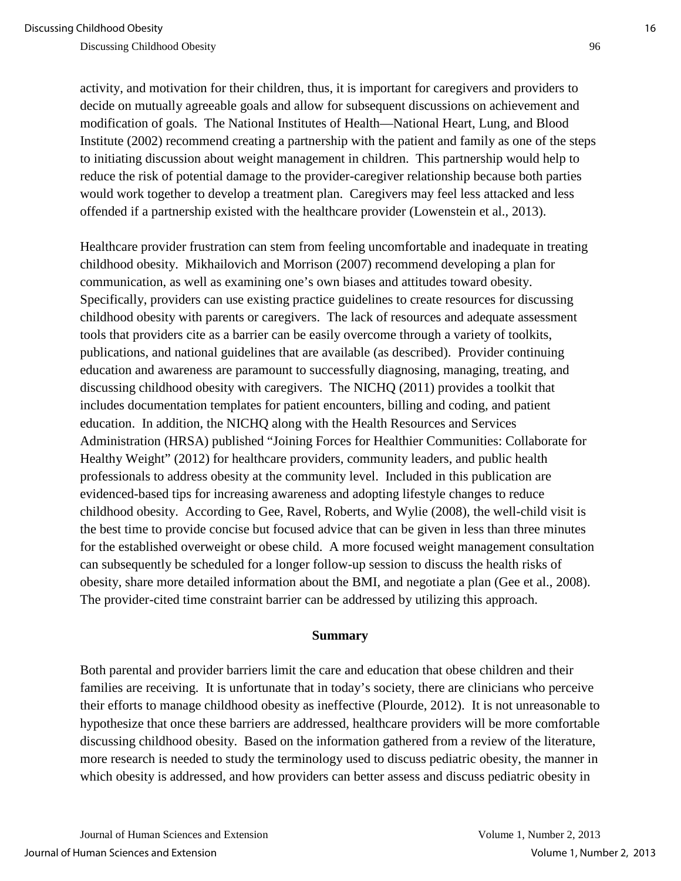activity, and motivation for their children, thus, it is important for caregivers and providers to decide on mutually agreeable goals and allow for subsequent discussions on achievement and modification of goals. The National Institutes of Health—National Heart, Lung, and Blood Institute (2002) recommend creating a partnership with the patient and family as one of the steps to initiating discussion about weight management in children. This partnership would help to reduce the risk of potential damage to the provider-caregiver relationship because both parties would work together to develop a treatment plan. Caregivers may feel less attacked and less offended if a partnership existed with the healthcare provider (Lowenstein et al., 2013).

Healthcare provider frustration can stem from feeling uncomfortable and inadequate in treating childhood obesity. Mikhailovich and Morrison (2007) recommend developing a plan for communication, as well as examining one's own biases and attitudes toward obesity. Specifically, providers can use existing practice guidelines to create resources for discussing childhood obesity with parents or caregivers. The lack of resources and adequate assessment tools that providers cite as a barrier can be easily overcome through a variety of toolkits, publications, and national guidelines that are available (as described). Provider continuing education and awareness are paramount to successfully diagnosing, managing, treating, and discussing childhood obesity with caregivers. The NICHQ (2011) provides a toolkit that includes documentation templates for patient encounters, billing and coding, and patient education. In addition, the NICHQ along with the Health Resources and Services Administration (HRSA) published "Joining Forces for Healthier Communities: Collaborate for Healthy Weight" (2012) for healthcare providers, community leaders, and public health professionals to address obesity at the community level. Included in this publication are evidenced-based tips for increasing awareness and adopting lifestyle changes to reduce childhood obesity. According to Gee, Ravel, Roberts, and Wylie (2008), the well-child visit is the best time to provide concise but focused advice that can be given in less than three minutes for the established overweight or obese child. A more focused weight management consultation can subsequently be scheduled for a longer follow-up session to discuss the health risks of obesity, share more detailed information about the BMI, and negotiate a plan (Gee et al., 2008). The provider-cited time constraint barrier can be addressed by utilizing this approach.

## Summary

Both parental and provider barriers limit the care and education that obese children and their families are receiving. It is unfortunate that in today's society, there are clinicians who perceive their efforts to manage childhood obesity as ineffective (Plourde, 2012). It is not unreasonable to hypothesize that once these barriers are addressed, healthcare providers will be more comfortable discussing childhood obesity. Based on the information gathered from a review of the literature, more research is needed to study the terminology used to discuss pediatric obesity, the manner in which obesity is addressed, and how providers can better assess and discuss pediatric obesity in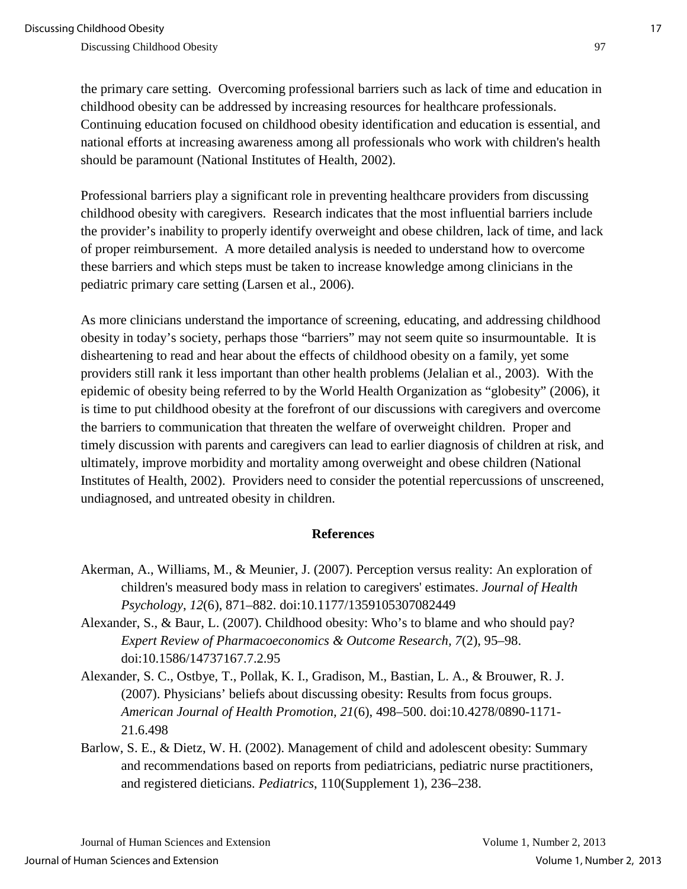the primary care setting. Overcoming professional barriers such as lack of time and education in childhood obesity can be addressed by increasing resources for healthcare professionals. Continuing education focused on childhood obesity identification and education is essential, and national efforts at increasing awareness among all professionals who work with children's health should be paramount (National Institutes of Health, 2002).

Professional barriers play a significant role in preventing healthcare providers from discussing childhood obesity with caregivers. Research indicates that the most influential barriers include the provider's inability to properly identify overweight and obese children, lack of time, and lack of proper reimbursement. A more detailed analysis is needed to understand how to overcome these barriers and which steps must be taken to increase knowledge among clinicians in the pediatric primary care setting (Larsen et al., 2006).

As more clinicians understand the importance of screening, educating, and addressing childhood obesity in today's society, perhaps those "barriers" may not seem quite so insurmountable. It is disheartening to read and hear about the effects of childhood obesity on a family, yet some providers still rank it less important than other health problems (Jelalian et al., 2003). With the epidemic of obesity being referred to by the World Health Organization as "globesity" (2006), it is time to put childhood obesity at the forefront of our discussions with caregivers and overcome the barriers to communication that threaten the welfare of overweight children. Proper and timely discussion with parents and caregivers can lead to earlier diagnosis of children at risk, and ultimately, improve morbidity and mortality among overweight and obese children (National Institutes of Health, 2002). Providers need to consider the potential repercussions of unscreened, undiagnosed, and untreated obesity in children.

## References

Akerman, A., Williams, M., & Meunier, J. (2007). Perception versus reality: An exploration of children's measured body mass in relation to caregivers' estimates. *Journal of Health Psychology*, *12*(6), 871–882. doi:10.1177/1359105307082449

Alexander, S., & Baur, L. (2007). Childhood obesity: Who's to blame and who should pay? *Expert Review of Pharmacoeconomics & Outcome Research, 7*(2), 95–98. doi:10.1586/14737167.7.2.95

Alexander, S. C., Ostbye, T., Pollak, K. I., Gradison, M., Bastian, L. A., & Brouwer, R. J. (2007). Physicians' beliefs about discussing obesity: Results from focus groups. *American Journal of Health Promotion, 21*(6), 498–500. doi:10.4278/0890-1171-21.6.498

Barlow, S. E., & Dietz, W. H. (2002). Management of child and adolescent obesity: Summary and recommendations based on reports from pediatricians, pediatric nurse practitioners, and registered dieticians. *Pediatrics*, 110(Supplement 1), 236–238.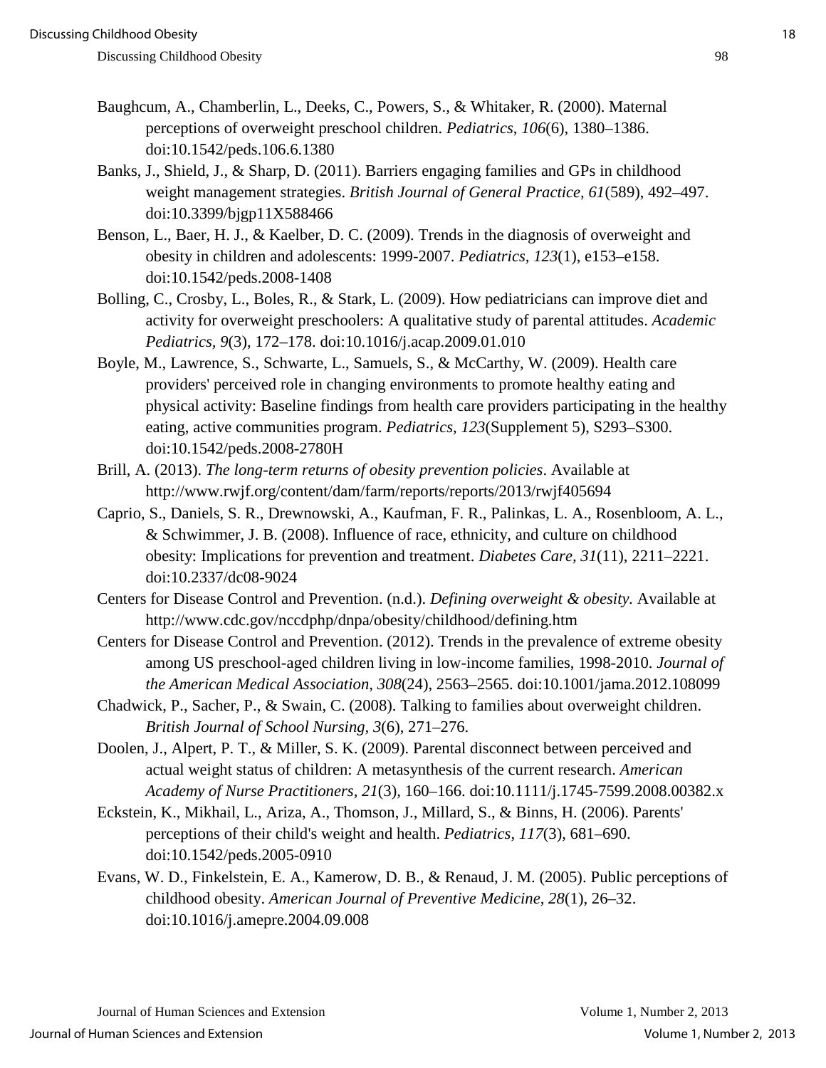Baughcum, A., Chamberlin, L., Deeks, C., Powers, S., & Whitaker, R. (2000). Maternal perceptions of overweight preschool children. *Pediatrics*, *106*(6), 1380–1386. doi:10.1542/peds.106.6.1380

Banks, J., Shield, J., & Sharp, D. (2011). Barriers engaging families and GPs in childhood weight management strategies. *British Journal of General Practice, 61*(589), 492–497. doi:10.3399/bjgp11X588466

Benson, L., Baer, H. J., & Kaelber, D. C. (2009). Trends in the diagnosis of overweight and obesity in children and adolescents: 1999-2007. *Pediatrics, 123*(1), e153–e158. doi:10.1542/peds.2008-1408

Bolling, C., Crosby, L., Boles, R., & Stark, L. (2009). How pediatricians can improve diet and activity for overweight preschoolers: A qualitative study of parental attitudes. *Academic Pediatrics, 9*(3), 172–178. doi:10.1016/j.acap.2009.01.010

Boyle, M., Lawrence, S., Schwarte, L., Samuels, S., & McCarthy, W. (2009). Health care providers' perceived role in changing environments to promote healthy eating and physical activity: Baseline findings from health care providers participating in the healthy eating, active communities program. *Pediatrics*, *123*(Supplement 5), S293–S300. doi:10.1542/peds.2008-2780H

Brill, A. (2013). *The long-term returns of obesity prevention policies*. Available at http://www.rwjf.org/content/dam/farm/reports/reports/2013/rwjf405694

Caprio, S., Daniels, S. R., Drewnowski, A., Kaufman, F. R., Palinkas, L. A., Rosenbloom, A. L., & Schwimmer, J. B. (2008). Influence of race, ethnicity, and culture on childhood obesity: Implications for prevention and treatment. *Diabetes Care, 31*(11), 2211–2221. doi:10.2337/dc08-9024

Centers for Disease Control and Prevention. (n.d.). *Defining overweight & obesity.* Available at http://www.cdc.gov/nccdphp/dnpa/obesity/childhood/defining.htm

Centers for Disease Control and Prevention. (2012). Trends in the prevalence of extreme obesity among US preschool-aged children living in low-income families, 1998-2010. *Journal of the American Medical Association, 308*(24), 2563–2565. doi:10.1001/jama.2012.108099

Chadwick, P., Sacher, P., & Swain, C. (2008). Talking to families about overweight children. *British Journal of School Nursing, 3*(6), 271–276.

Doolen, J., Alpert, P. T., & Miller, S. K. (2009). Parental disconnect between perceived and actual weight status of children: A metasynthesis of the current research. *American Academy of Nurse Practitioners, 21*(3), 160–166. doi:10.1111/j.1745-7599.2008.00382.x

Eckstein, K., Mikhail, L., Ariza, A., Thomson, J., Millard, S., & Binns, H. (2006). Parents' perceptions of their child's weight and health. *Pediatrics*, *117*(3), 681–690. doi:10.1542/peds.2005-0910

Evans, W. D., Finkelstein, E. A., Kamerow, D. B., & Renaud, J. M. (2005). Public perceptions of childhood obesity. *American Journal of Preventive Medicine, 28*(1), 26–32. doi:10.1016/j.amepre.2004.09.008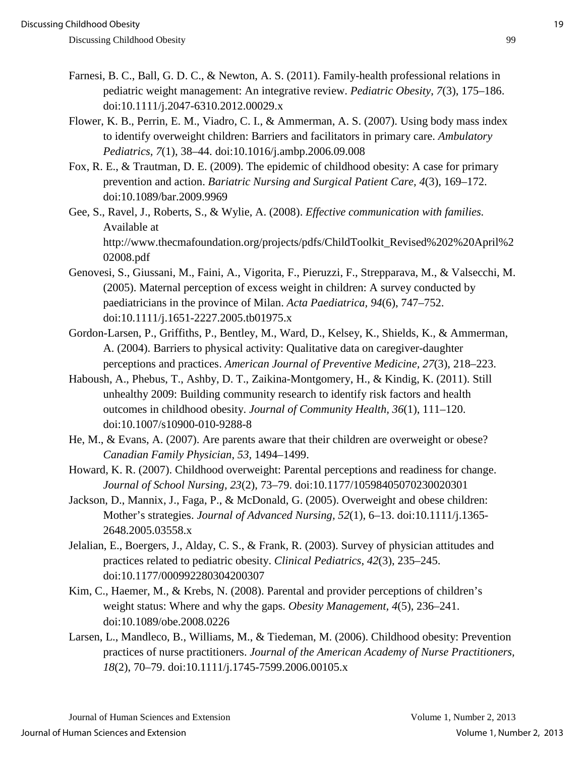Farnesi, B. C., Ball, G. D. C., & Newton, A. S. (2011). Family-health professional relations in pediatric weight management: An integrative review. *Pediatric Obesity*, *7*(3), 175–186. doi:10.1111/j.2047-6310.2012.00029.x

Flower, K. B., Perrin, E. M., Viadro, C. I., & Ammerman, A. S. (2007). Using body mass index to identify overweight children: Barriers and facilitators in primary care. *Ambulatory Pediatrics, 7*(1), 38–44. doi:10.1016/j.ambp.2006.09.008

Fox, R. E., & Trautman, D. E. (2009). The epidemic of childhood obesity: A case for primary prevention and action. *Bariatric Nursing and Surgical Patient Care, 4*(3), 169–172. doi:10.1089/bar.2009.9969

Gee, S., Ravel, J., Roberts, S., & Wylie, A. (2008). *Effective communication with families.* Available at http://www.thecmafoundation.org/projects/pdfs/ChildToolkit_Revised%202%20April%202008.pdf

Genovesi, S., Giussani, M., Faini, A., Vigorita, F., Pieruzzi, F., Strepparava, M., & Valsecchi, M. (2005). Maternal perception of excess weight in children: A survey conducted by paediatricians in the province of Milan. *Acta Paediatrica, 94*(6), 747–752. doi:10.1111/j.1651-2227.2005.tb01975.x

Gordon-Larsen, P., Griffiths, P., Bentley, M., Ward, D., Kelsey, K., Shields, K., & Ammerman, A. (2004). Barriers to physical activity: Qualitative data on caregiver-daughter perceptions and practices. *American Journal of Preventive Medicine, 27*(3), 218–223.

Haboush, A., Phebus, T., Ashby, D. T., Zaikina-Montgomery, H., & Kindig, K. (2011). Still unhealthy 2009: Building community research to identify risk factors and health outcomes in childhood obesity. *Journal of Community Health, 36*(1), 111–120. doi:10.1007/s10900-010-9288-8

He, M., & Evans, A. (2007). Are parents aware that their children are overweight or obese? *Canadian Family Physician, 53,* 1494–1499.

Howard, K. R. (2007). Childhood overweight: Parental perceptions and readiness for change. *Journal of School Nursing, 23*(2), 73–79. doi:10.1177/10598405070230020301

Jackson, D., Mannix, J., Faga, P., & McDonald, G. (2005). Overweight and obese children: Mother's strategies. *Journal of Advanced Nursing, 52*(1), 6–13. doi:10.1111/j.1365-2648.2005.03558.x

Jelalian, E., Boergers, J., Alday, C. S., & Frank, R. (2003). Survey of physician attitudes and practices related to pediatric obesity. *Clinical Pediatrics*, *42*(3), 235–245. doi:10.1177/000992280304200307

Kim, C., Haemer, M., & Krebs, N. (2008). Parental and provider perceptions of children's weight status: Where and why the gaps. *Obesity Management, 4*(5), 236–241. doi:10.1089/obe.2008.0226

Larsen, L., Mandleco, B., Williams, M., & Tiedeman, M. (2006). Childhood obesity: Prevention practices of nurse practitioners. *Journal of the American Academy of Nurse Practitioners, 18*(2), 70–79. doi:10.1111/j.1745-7599.2006.00105.x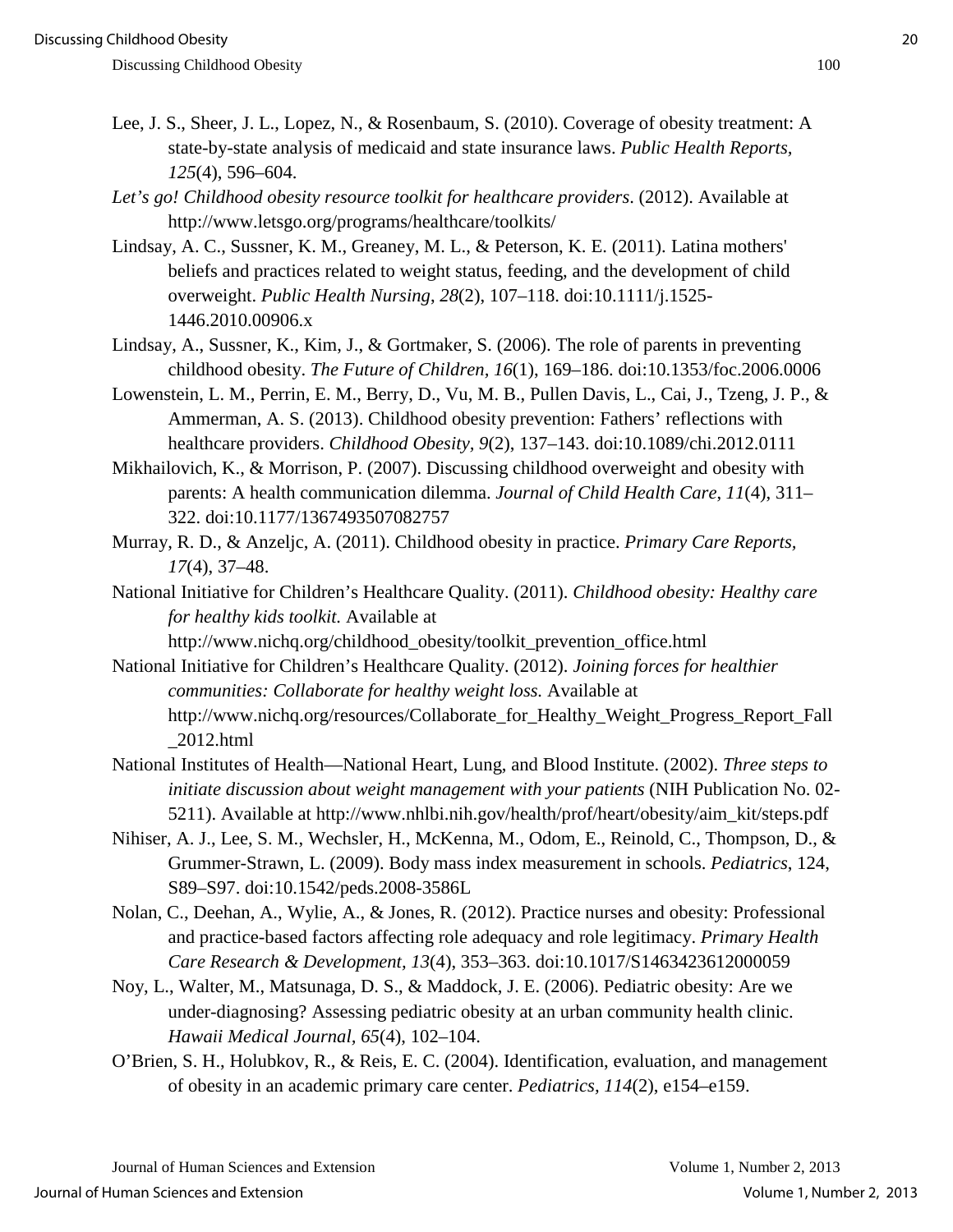Lee, J. S., Sheer, J. L., Lopez, N., & Rosenbaum, S. (2010). Coverage of obesity treatment: A state-by-state analysis of medicaid and state insurance laws. *Public Health Reports, 125*(4), 596–604.

*Let's go! Childhood obesity resource toolkit for healthcare providers*. (2012). Available at http://www.letsgo.org/programs/healthcare/toolkits/

Lindsay, A. C., Sussner, K. M., Greaney, M. L., & Peterson, K. E. (2011). Latina mothers' beliefs and practices related to weight status, feeding, and the development of child overweight. *Public Health Nursing, 28*(2), 107–118. doi:10.1111/j.1525-1446.2010.00906.x

Lindsay, A., Sussner, K., Kim, J., & Gortmaker, S. (2006). The role of parents in preventing childhood obesity. *The Future of Children, 16*(1), 169–186. doi:10.1353/foc.2006.0006

Lowenstein, L. M., Perrin, E. M., Berry, D., Vu, M. B., Pullen Davis, L., Cai, J., Tzeng, J. P., & Ammerman, A. S. (2013). Childhood obesity prevention: Fathers' reflections with healthcare providers. *Childhood Obesity, 9*(2), 137–143. doi:10.1089/chi.2012.0111

Mikhailovich, K., & Morrison, P. (2007). Discussing childhood overweight and obesity with parents: A health communication dilemma. *Journal of Child Health Care, 11*(4), 311–322. doi:10.1177/1367493507082757

Murray, R. D., & Anzeljc, A. (2011). Childhood obesity in practice. *Primary Care Reports, 17*(4), 37–48.

National Initiative for Children's Healthcare Quality. (2011). *Childhood obesity: Healthy care for healthy kids toolkit.* Available at http://www.nichq.org/childhood_obesity/toolkit_prevention_office.html

National Initiative for Children's Healthcare Quality. (2012). *Joining forces for healthier communities: Collaborate for healthy weight loss.* Available at http://www.nichq.org/resources/Collaborate_for_Healthy_Weight_Progress_Report_Fall_2012.html

National Institutes of Health—National Heart, Lung, and Blood Institute. (2002). *Three steps to initiate discussion about weight management with your patients* (NIH Publication No. 02-5211). Available at http://www.nhlbi.nih.gov/health/prof/heart/obesity/aim_kit/steps.pdf

Nihiser, A. J., Lee, S. M., Wechsler, H., McKenna, M., Odom, E., Reinold, C., Thompson, D., & Grummer-Strawn, L. (2009). Body mass index measurement in schools. *Pediatrics*, 124, S89–S97. doi:10.1542/peds.2008-3586L

Nolan, C., Deehan, A., Wylie, A., & Jones, R. (2012). Practice nurses and obesity: Professional and practice-based factors affecting role adequacy and role legitimacy. *Primary Health Care Research & Development, 13*(4), 353–363. doi:10.1017/S1463423612000059

Noy, L., Walter, M., Matsunaga, D. S., & Maddock, J. E. (2006). Pediatric obesity: Are we under-diagnosing? Assessing pediatric obesity at an urban community health clinic. *Hawaii Medical Journal, 65*(4), 102–104.

O'Brien, S. H., Holubkov, R., & Reis, E. C. (2004). Identification, evaluation, and management of obesity in an academic primary care center. *Pediatrics, 114*(2), e154–e159.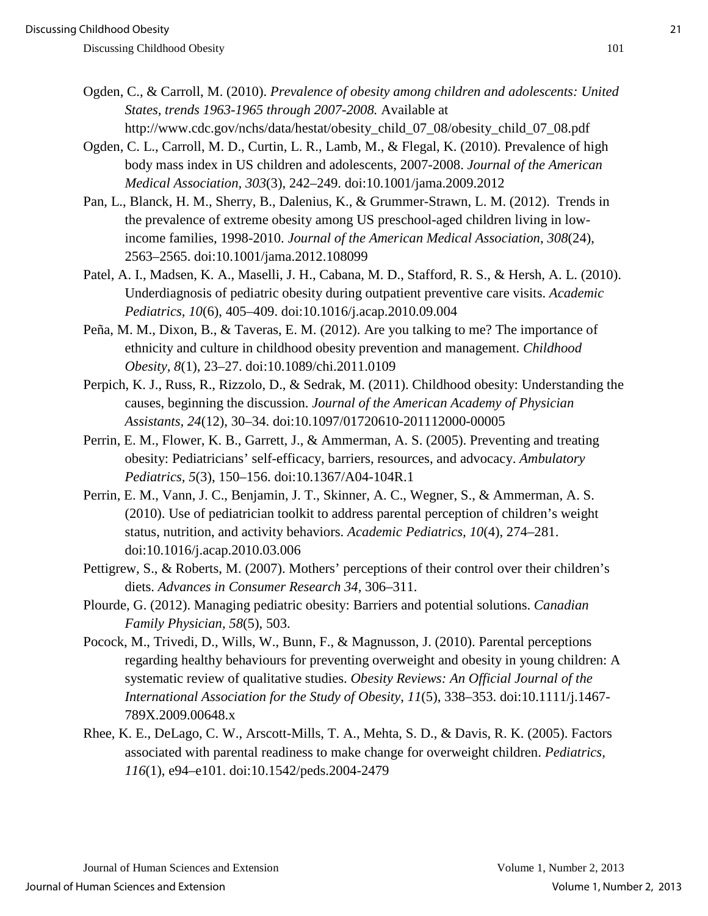Ogden, C., & Carroll, M. (2010). *Prevalence of obesity among children and adolescents: United States, trends 1963-1965 through 2007-2008.* Available at http://www.cdc.gov/nchs/data/hestat/obesity_child_07_08/obesity_child_07_08.pdf

Ogden, C. L., Carroll, M. D., Curtin, L. R., Lamb, M., & Flegal, K. (2010). Prevalence of high body mass index in US children and adolescents, 2007-2008. *Journal of the American Medical Association, 303*(3), 242–249. doi:10.1001/jama.2009.2012

Pan, L., Blanck, H. M., Sherry, B., Dalenius, K., & Grummer-Strawn, L. M. (2012). Trends in the prevalence of extreme obesity among US preschool-aged children living in low-income families, 1998-2010. *Journal of the American Medical Association*, *308*(24), 2563–2565. doi:10.1001/jama.2012.108099

Patel, A. I., Madsen, K. A., Maselli, J. H., Cabana, M. D., Stafford, R. S., & Hersh, A. L. (2010). Underdiagnosis of pediatric obesity during outpatient preventive care visits. *Academic Pediatrics, 10*(6), 405–409. doi:10.1016/j.acap.2010.09.004

Peña, M. M., Dixon, B., & Taveras, E. M. (2012). Are you talking to me? The importance of ethnicity and culture in childhood obesity prevention and management. *Childhood Obesity, 8*(1), 23–27. doi:10.1089/chi.2011.0109

Perpich, K. J., Russ, R., Rizzolo, D., & Sedrak, M. (2011). Childhood obesity: Understanding the causes, beginning the discussion. *Journal of the American Academy of Physician Assistants*, *24*(12), 30–34. doi:10.1097/01720610-201112000-00005

Perrin, E. M., Flower, K. B., Garrett, J., & Ammerman, A. S. (2005). Preventing and treating obesity: Pediatricians' self-efficacy, barriers, resources, and advocacy. *Ambulatory Pediatrics, 5*(3), 150–156. doi:10.1367/A04-104R.1

Perrin, E. M., Vann, J. C., Benjamin, J. T., Skinner, A. C., Wegner, S., & Ammerman, A. S. (2010). Use of pediatrician toolkit to address parental perception of children's weight status, nutrition, and activity behaviors. *Academic Pediatrics, 10*(4), 274–281. doi:10.1016/j.acap.2010.03.006

Pettigrew, S., & Roberts, M. (2007). Mothers' perceptions of their control over their children's diets. *Advances in Consumer Research 34,* 306–311.

Plourde, G. (2012). Managing pediatric obesity: Barriers and potential solutions. *Canadian Family Physician, 58*(5), 503.

Pocock, M., Trivedi, D., Wills, W., Bunn, F., & Magnusson, J. (2010). Parental perceptions regarding healthy behaviours for preventing overweight and obesity in young children: A systematic review of qualitative studies. *Obesity Reviews: An Official Journal of the International Association for the Study of Obesity*, *11*(5), 338–353. doi:10.1111/j.1467-789X.2009.00648.x

Rhee, K. E., DeLago, C. W., Arscott-Mills, T. A., Mehta, S. D., & Davis, R. K. (2005). Factors associated with parental readiness to make change for overweight children. *Pediatrics, 116*(1), e94–e101. doi:10.1542/peds.2004-2479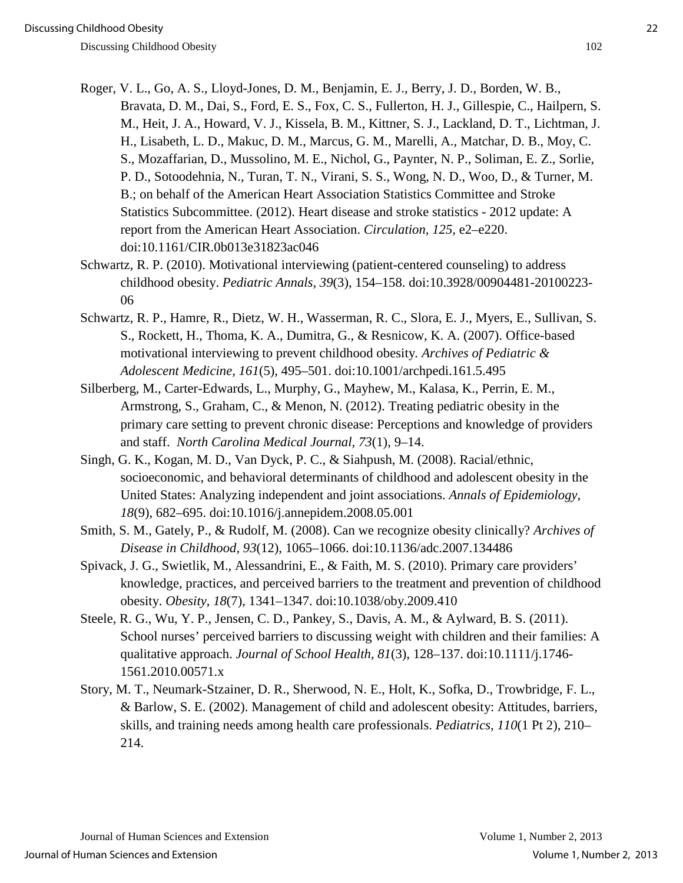Roger, V. L., Go, A. S., Lloyd-Jones, D. M., Benjamin, E. J., Berry, J. D., Borden, W. B., Bravata, D. M., Dai, S., Ford, E. S., Fox, C. S., Fullerton, H. J., Gillespie, C., Hailpern, S. M., Heit, J. A., Howard, V. J., Kissela, B. M., Kittner, S. J., Lackland, D. T., Lichtman, J. H., Lisabeth, L. D., Makuc, D. M., Marcus, G. M., Marelli, A., Matchar, D. B., Moy, C. S., Mozaffarian, D., Mussolino, M. E., Nichol, G., Paynter, N. P., Soliman, E. Z., Sorlie, P. D., Sotoodehnia, N., Turan, T. N., Virani, S. S., Wong, N. D., Woo, D., & Turner, M. B.; on behalf of the American Heart Association Statistics Committee and Stroke Statistics Subcommittee. (2012). Heart disease and stroke statistics - 2012 update: A report from the American Heart Association. *Circulation, 125*, e2–e220. doi:10.1161/CIR.0b013e31823ac046

Schwartz, R. P. (2010). Motivational interviewing (patient-centered counseling) to address childhood obesity. *Pediatric Annals*, *39*(3), 154–158. doi:10.3928/00904481-20100223-06

Schwartz, R. P., Hamre, R., Dietz, W. H., Wasserman, R. C., Slora, E. J., Myers, E., Sullivan, S. S., Rockett, H., Thoma, K. A., Dumitra, G., & Resnicow, K. A. (2007). Office-based motivational interviewing to prevent childhood obesity. *Archives of Pediatric & Adolescent Medicine, 161*(5), 495–501. doi:10.1001/archpedi.161.5.495

Silberberg, M., Carter-Edwards, L., Murphy, G., Mayhew, M., Kalasa, K., Perrin, E. M., Armstrong, S., Graham, C., & Menon, N. (2012). Treating pediatric obesity in the primary care setting to prevent chronic disease: Perceptions and knowledge of providers and staff. *North Carolina Medical Journal*, *73*(1), 9–14.

Singh, G. K., Kogan, M. D., Van Dyck, P. C., & Siahpush, M. (2008). Racial/ethnic, socioeconomic, and behavioral determinants of childhood and adolescent obesity in the United States: Analyzing independent and joint associations. *Annals of Epidemiology*, *18*(9), 682–695. doi:10.1016/j.annepidem.2008.05.001

Smith, S. M., Gately, P., & Rudolf, M. (2008). Can we recognize obesity clinically? *Archives of Disease in Childhood, 93*(12), 1065–1066. doi:10.1136/adc.2007.134486

Spivack, J. G., Swietlik, M., Alessandrini, E., & Faith, M. S. (2010). Primary care providers' knowledge, practices, and perceived barriers to the treatment and prevention of childhood obesity. *Obesity*, *18*(7), 1341–1347. doi:10.1038/oby.2009.410

Steele, R. G., Wu, Y. P., Jensen, C. D., Pankey, S., Davis, A. M., & Aylward, B. S. (2011). School nurses' perceived barriers to discussing weight with children and their families: A qualitative approach. *Journal of School Health*, *81*(3), 128–137. doi:10.1111/j.1746-1561.2010.00571.x

Story, M. T., Neumark-Stzainer, D. R., Sherwood, N. E., Holt, K., Sofka, D., Trowbridge, F. L., & Barlow, S. E. (2002). Management of child and adolescent obesity: Attitudes, barriers, skills, and training needs among health care professionals. *Pediatrics, 110*(1 Pt 2), 210–214.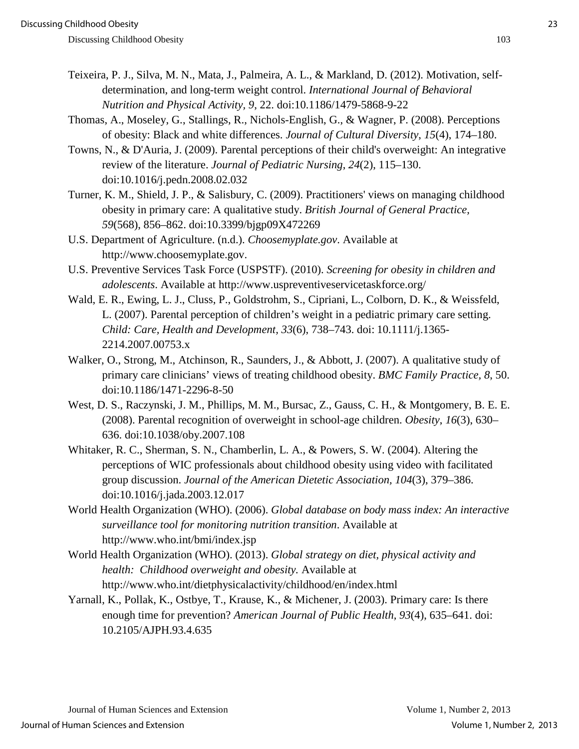Teixeira, P. J., Silva, M. N., Mata, J., Palmeira, A. L., & Markland, D. (2012). Motivation, self-determination, and long-term weight control. *International Journal of Behavioral Nutrition and Physical Activity*, *9*, 22. doi:10.1186/1479-5868-9-22

Thomas, A., Moseley, G., Stallings, R., Nichols-English, G., & Wagner, P. (2008). Perceptions of obesity: Black and white differences. *Journal of Cultural Diversity*, *15*(4), 174–180.

Towns, N., & D'Auria, J. (2009). Parental perceptions of their child's overweight: An integrative review of the literature. *Journal of Pediatric Nursing*, *24*(2), 115–130. doi:10.1016/j.pedn.2008.02.032

Turner, K. M., Shield, J. P., & Salisbury, C. (2009). Practitioners' views on managing childhood obesity in primary care: A qualitative study. *British Journal of General Practice*, *59*(568), 856–862. doi:10.3399/bjgp09X472269

U.S. Department of Agriculture. (n.d.). *Choosemyplate.gov*. Available at http://www.choosemyplate.gov.

U.S. Preventive Services Task Force (USPSTF). (2010). *Screening for obesity in children and adolescents*. Available at http://www.uspreventiveservicetaskforce.org/

Wald, E. R., Ewing, L. J., Cluss, P., Goldstrohm, S., Cipriani, L., Colborn, D. K., & Weissfeld, L. (2007). Parental perception of children's weight in a pediatric primary care setting. *Child: Care, Health and Development, 33*(6), 738–743. doi: 10.1111/j.1365-2214.2007.00753.x

Walker, O., Strong, M., Atchinson, R., Saunders, J., & Abbott, J. (2007). A qualitative study of primary care clinicians' views of treating childhood obesity. *BMC Family Practice, 8*, 50. doi:10.1186/1471-2296-8-50

West, D. S., Raczynski, J. M., Phillips, M. M., Bursac, Z., Gauss, C. H., & Montgomery, B. E. E. (2008). Parental recognition of overweight in school-age children. *Obesity*, *16*(3), 630–636. doi:10.1038/oby.2007.108

Whitaker, R. C., Sherman, S. N., Chamberlin, L. A., & Powers, S. W. (2004). Altering the perceptions of WIC professionals about childhood obesity using video with facilitated group discussion. *Journal of the American Dietetic Association*, *104*(3), 379–386. doi:10.1016/j.jada.2003.12.017

World Health Organization (WHO). (2006). *Global database on body mass index: An interactive surveillance tool for monitoring nutrition transition*. Available at http://www.who.int/bmi/index.jsp

World Health Organization (WHO). (2013). *Global strategy on diet, physical activity and health: Childhood overweight and obesity.* Available at http://www.who.int/dietphysicalactivity/childhood/en/index.html

Yarnall, K., Pollak, K., Ostbye, T., Krause, K., & Michener, J. (2003). Primary care: Is there enough time for prevention? *American Journal of Public Health, 93*(4), 635–641. doi: 10.2105/AJPH.93.4.635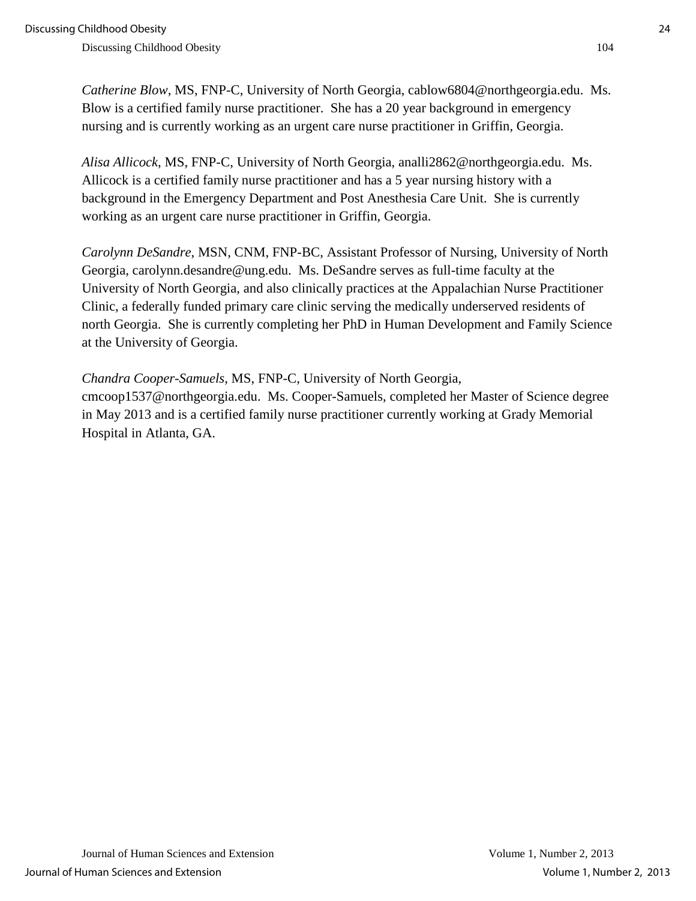*Catherine Blow*, MS, FNP-C, University of North Georgia, cablow6804@northgeorgia.edu. Ms. Blow is a certified family nurse practitioner. She has a 20 year background in emergency nursing and is currently working as an urgent care nurse practitioner in Griffin, Georgia.

*Alisa Allicock*, MS, FNP-C, University of North Georgia, analli2862@northgeorgia.edu. Ms. Allicock is a certified family nurse practitioner and has a 5 year nursing history with a background in the Emergency Department and Post Anesthesia Care Unit. She is currently working as an urgent care nurse practitioner in Griffin, Georgia.

*Carolynn DeSandre*, MSN, CNM, FNP-BC, Assistant Professor of Nursing, University of North Georgia, carolynn.desandre@ung.edu. Ms. DeSandre serves as full-time faculty at the University of North Georgia, and also clinically practices at the Appalachian Nurse Practitioner Clinic, a federally funded primary care clinic serving the medically underserved residents of north Georgia. She is currently completing her PhD in Human Development and Family Science at the University of Georgia.

*Chandra Cooper-Samuels*, MS, FNP-C, University of North Georgia, cmcoop1537@northgeorgia.edu. Ms. Cooper-Samuels, completed her Master of Science degree in May 2013 and is a certified family nurse practitioner currently working at Grady Memorial Hospital in Atlanta, GA.